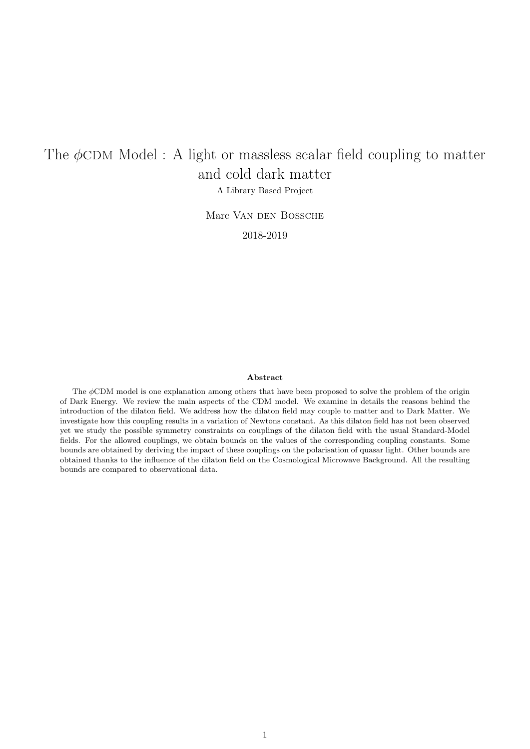# The $\phi$CDM Model : A light or massless scalar field coupling to matter and cold dark matter

A Library Based Project

Marc Van den Bossche

2018-2019

**Abstract**

The $\phi$CDM model is one explanation among others that have been proposed to solve the problem of the origin of Dark Energy. We review the main aspects of the CDM model. We examine in details the reasons behind the introduction of the dilaton field. We address how the dilaton field may couple to matter and to Dark Matter. We investigate how this coupling results in a variation of Newtons constant. As this dilaton field has not been observed yet we study the possible symmetry constraints on couplings of the dilaton field with the usual Standard-Model fields. For the allowed couplings, we obtain bounds on the values of the corresponding coupling constants. Some bounds are obtained by deriving the impact of these couplings on the polarisation of quasar light. Other bounds are obtained thanks to the influence of the dilaton field on the Cosmological Microwave Background. All the resulting bounds are compared to observational data.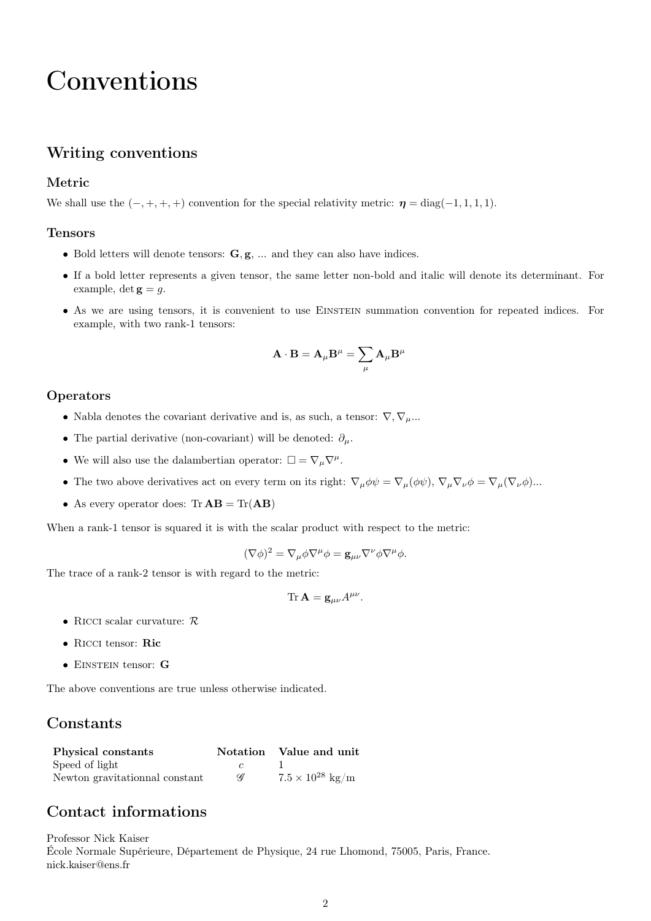# Conventions

## Writing conventions

### Metric

We shall use the $(-,+,+,+)$ convention for the special relativity metric: $\boldsymbol{\eta} = \mathrm{diag}(-1, 1, 1, 1)$.

### Tensors

- Bold letters will denote tensors: $\mathbf{G}, \mathbf{g}$, ... and they can also have indices.
- If a bold letter represents a given tensor, the same letter non-bold and italic will denote its determinant. For example, $\det \mathbf{g} = g$.
- As we are using tensors, it is convenient to use Einstein summation convention for repeated indices. For example, with two rank-1 tensors:

$$\mathbf{A} \cdot \mathbf{B} = \mathbf{A}_\mu \mathbf{B}^\mu = \sum_\mu \mathbf{A}_\mu \mathbf{B}^\mu$$

### Operators

- Nabla denotes the covariant derivative and is, as such, a tensor: $\nabla, \nabla_\mu$...
- The partial derivative (non-covariant) will be denoted: $\partial_\mu$.
- We will also use the dalambertian operator: $\Box = \nabla_\mu \nabla^\mu$.
- The two above derivatives act on every term on its right: $\nabla_\mu \phi\psi = \nabla_\mu(\phi\psi)$, $\nabla_\mu \nabla_\nu \phi = \nabla_\mu(\nabla_\nu \phi)$...
- As every operator does: $\mathrm{Tr}\,\mathbf{AB} = \mathrm{Tr}(\mathbf{AB})$

When a rank-1 tensor is squared it is with the scalar product with respect to the metric:

$$(\nabla\phi)^2 = \nabla_\mu \phi \nabla^\mu \phi = \mathbf{g}_{\mu\nu} \nabla^\nu \phi \nabla^\mu \phi.$$

The trace of a rank-2 tensor is with regard to the metric:

$$\mathrm{Tr}\,\mathbf{A} = \mathbf{g}_{\mu\nu} A^{\mu\nu}.$$

- Ricci scalar curvature: $\mathcal{R}$
- Ricci tensor: $\mathbf{Ric}$
- Einstein tensor: $\mathbf{G}$

The above conventions are true unless otherwise indicated.

## Constants

| Physical constants | Notation | Value and unit |
| --- | --- | --- |
| Speed of light | $c$ | 1 |
| Newton gravitationnal constant | $\mathscr{G}$ | $7.5 \times 10^{28}$ kg/m |

## Contact informations

Professor Nick Kaiser
École Normale Supérieure, Département de Physique, 24 rue Lhomond, 75005, Paris, France.
nick.kaiser@ens.fr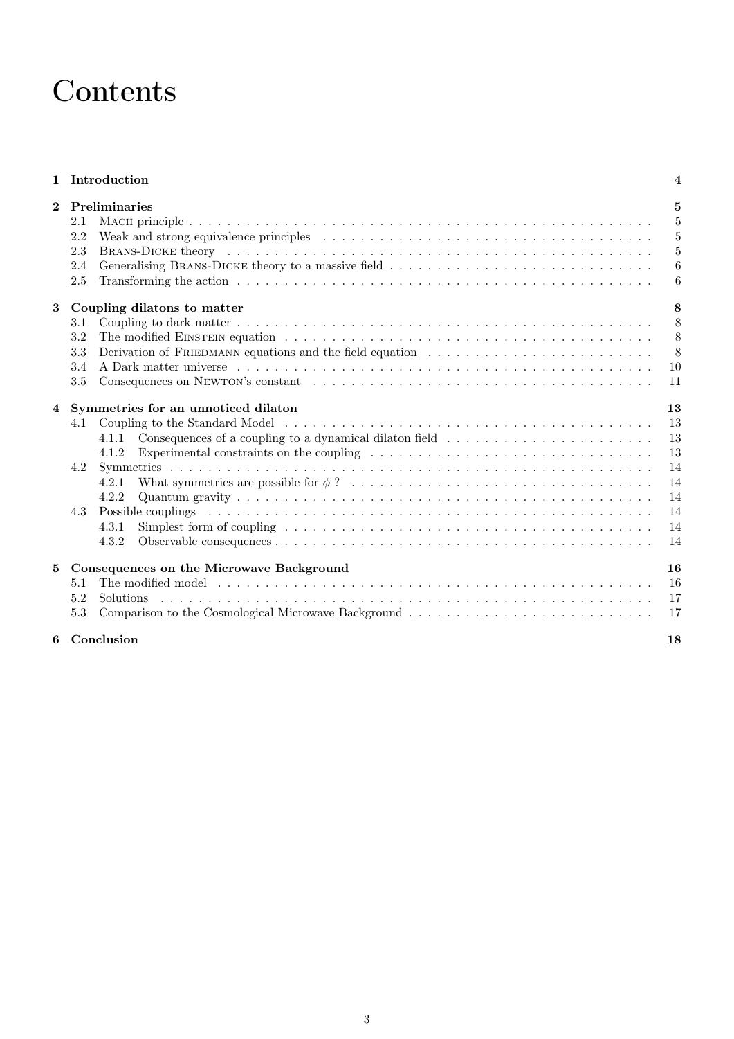# Contents

**1 Introduction** **4**

**2 Preliminaries** **5**

- 2.1 MACH principle . . . 5
- 2.2 Weak and strong equivalence principles . . . 5
- 2.3 BRANS-DICKE theory . . . 5
- 2.4 Generalising BRANS-DICKE theory to a massive field . . . 6
- 2.5 Transforming the action . . . 6

**3 Coupling dilatons to matter** **8**

- 3.1 Coupling to dark matter . . . 8
- 3.2 The modified EINSTEIN equation . . . 8
- 3.3 Derivation of FRIEDMANN equations and the field equation . . . 8
- 3.4 A Dark matter universe . . . 10
- 3.5 Consequences on NEWTON's constant . . . 11

**4 Symmetries for an unnoticed dilaton** **13**

- 4.1 Coupling to the Standard Model . . . 13
  - 4.1.1 Consequences of a coupling to a dynamical dilaton field . . . 13
  - 4.1.2 Experimental constraints on the coupling . . . 13
- 4.2 Symmetries . . . 14
  - 4.2.1 What symmetries are possible for $\phi$ ? . . . 14
  - 4.2.2 Quantum gravity . . . 14
- 4.3 Possible couplings . . . 14
  - 4.3.1 Simplest form of coupling . . . 14
  - 4.3.2 Observable consequences . . . 14

**5 Consequences on the Microwave Background** **16**

- 5.1 The modified model . . . 16
- 5.2 Solutions . . . 17
- 5.3 Comparison to the Cosmological Microwave Background . . . 17

**6 Conclusion** **18**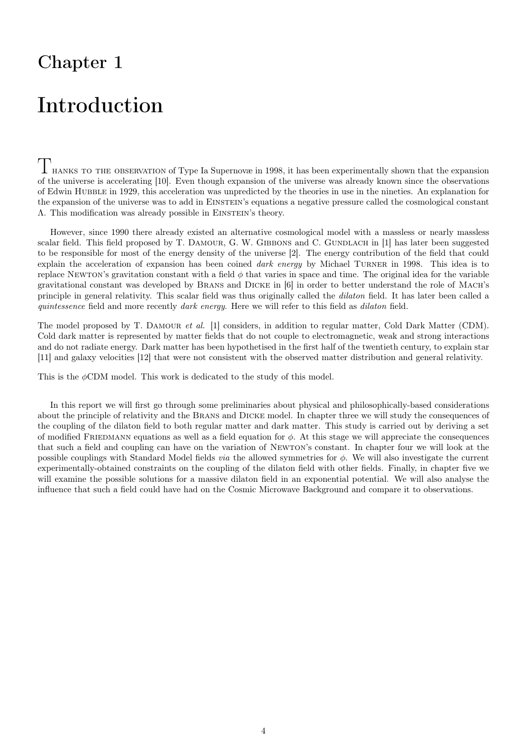# Chapter 1

# Introduction

Thanks to the observation of Type Ia Supernovæ in 1998, it has been experimentally shown that the expansion of the universe is accelerating [10]. Even though expansion of the universe was already known since the observations of Edwin Hubble in 1929, this acceleration was unpredicted by the theories in use in the nineties. An explanation for the expansion of the universe was to add in Einstein's equations a negative pressure called the cosmological constant $\Lambda$. This modification was already possible in Einstein's theory.

However, since 1990 there already existed an alternative cosmological model with a massless or nearly massless scalar field. This field proposed by T. Damour, G. W. Gibbons and C. Gundlach in [1] has later been suggested to be responsible for most of the energy density of the universe [2]. The energy contribution of the field that could explain the acceleration of expansion has been coined *dark energy* by Michael Turner in 1998. This idea is to replace Newton's gravitation constant with a field $\phi$ that varies in space and time. The original idea for the variable gravitational constant was developed by Brans and Dicke in [6] in order to better understand the role of Mach's principle in general relativity. This scalar field was thus originally called the *dilaton* field. It has later been called a *quintessence* field and more recently *dark energy*. Here we will refer to this field as *dilaton* field.

The model proposed by T. Damour *et al.* [1] considers, in addition to regular matter, Cold Dark Matter (CDM). Cold dark matter is represented by matter fields that do not couple to electromagnetic, weak and strong interactions and do not radiate energy. Dark matter has been hypothetised in the first half of the twentieth century, to explain star [11] and galaxy velocities [12] that were not consistent with the observed matter distribution and general relativity.

This is the $\phi$CDM model. This work is dedicated to the study of this model.

In this report we will first go through some preliminaries about physical and philosophically-based considerations about the principle of relativity and the Brans and Dicke model. In chapter three we will study the consequences of the coupling of the dilaton field to both regular matter and dark matter. This study is carried out by deriving a set of modified Friedmann equations as well as a field equation for $\phi$. At this stage we will appreciate the consequences that such a field and coupling can have on the variation of Newton's constant. In chapter four we will look at the possible couplings with Standard Model fields *via* the allowed symmetries for $\phi$. We will also investigate the current experimentally-obtained constraints on the coupling of the dilaton field with other fields. Finally, in chapter five we will examine the possible solutions for a massive dilaton field in an exponential potential. We will also analyse the influence that such a field could have had on the Cosmic Microwave Background and compare it to observations.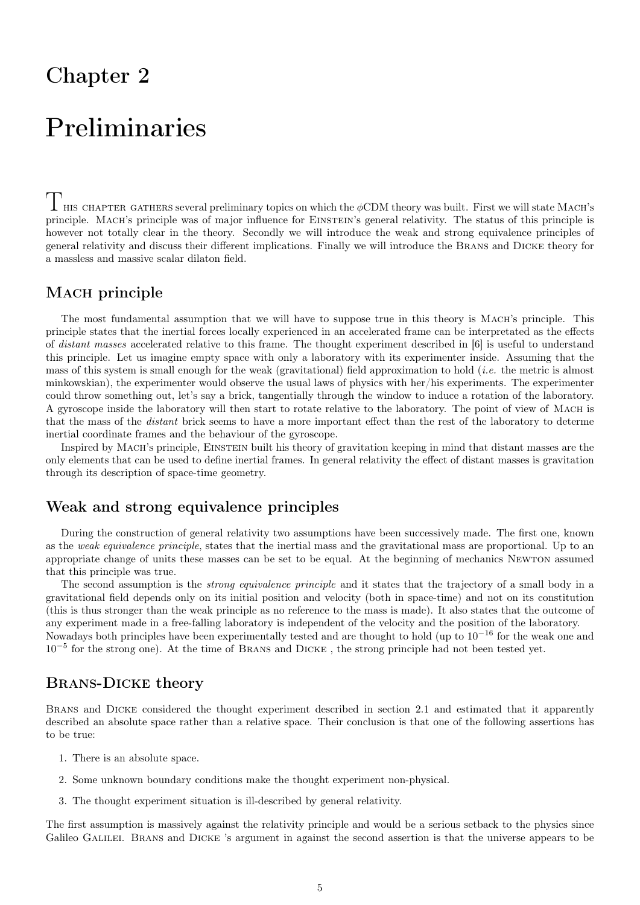# Chapter 2

# Preliminaries

This chapter gathers several preliminary topics on which the $\phi$CDM theory was built. First we will state Mach's principle. Mach's principle was of major influence for Einstein's general relativity. The status of this principle is however not totally clear in the theory. Secondly we will introduce the weak and strong equivalence principles of general relativity and discuss their different implications. Finally we will introduce the Brans and Dicke theory for a massless and massive scalar dilaton field.

## Mach principle

The most fundamental assumption that we will have to suppose true in this theory is Mach's principle. This principle states that the inertial forces locally experienced in an accelerated frame can be interpretated as the effects of *distant masses* accelerated relative to this frame. The thought experiment described in [6] is useful to understand this principle. Let us imagine empty space with only a laboratory with its experimenter inside. Assuming that the mass of this system is small enough for the weak (gravitational) field approximation to hold (*i.e.* the metric is almost minkowskian), the experimenter would observe the usual laws of physics with her/his experiments. The experimenter could throw something out, let's say a brick, tangentially through the window to induce a rotation of the laboratory. A gyroscope inside the laboratory will then start to rotate relative to the laboratory. The point of view of Mach is that the mass of the *distant* brick seems to have a more important effect than the rest of the laboratory to determe inertial coordinate frames and the behaviour of the gyroscope.

Inspired by Mach's principle, Einstein built his theory of gravitation keeping in mind that distant masses are the only elements that can be used to define inertial frames. In general relativity the effect of distant masses is gravitation through its description of space-time geometry.

## Weak and strong equivalence principles

During the construction of general relativity two assumptions have been successively made. The first one, known as the *weak equivalence principle*, states that the inertial mass and the gravitational mass are proportional. Up to an appropriate change of units these masses can be set to be equal. At the beginning of mechanics Newton assumed that this principle was true.

The second assumption is the *strong equivalence principle* and it states that the trajectory of a small body in a gravitational field depends only on its initial position and velocity (both in space-time) and not on its constitution (this is thus stronger than the weak principle as no reference to the mass is made). It also states that the outcome of any experiment made in a free-falling laboratory is independent of the velocity and the position of the laboratory. Nowadays both principles have been experimentally tested and are thought to hold (up to $10^{-16}$ for the weak one and $10^{-5}$ for the strong one). At the time of Brans and Dicke , the strong principle had not been tested yet.

## Brans-Dicke theory

Brans and Dicke considered the thought experiment described in section 2.1 and estimated that it apparently described an absolute space rather than a relative space. Their conclusion is that one of the following assertions has to be true:

1. There is an absolute space.
2. Some unknown boundary conditions make the thought experiment non-physical.
3. The thought experiment situation is ill-described by general relativity.

The first assumption is massively against the relativity principle and would be a serious setback to the physics since Galileo Galilei. Brans and Dicke 's argument in against the second assertion is that the universe appears to be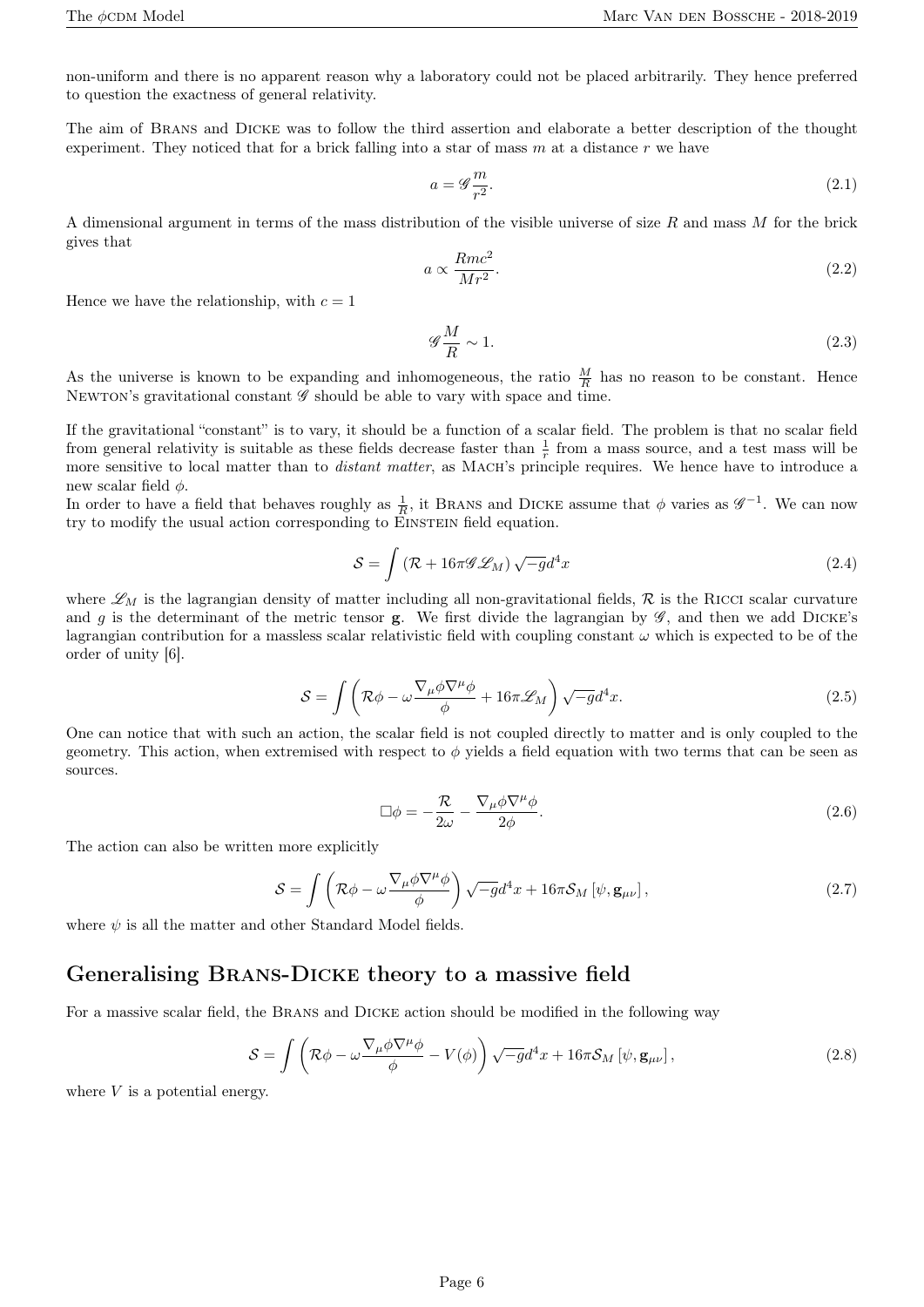non-uniform and there is no apparent reason why a laboratory could not be placed arbitrarily. They hence preferred to question the exactness of general relativity.

The aim of Brans and Dicke was to follow the third assertion and elaborate a better description of the thought experiment. They noticed that for a brick falling into a star of mass $m$ at a distance $r$ we have

$$a = \mathscr{G}\frac{m}{r^2}. \tag{2.1}$$

A dimensional argument in terms of the mass distribution of the visible universe of size $R$ and mass $M$ for the brick gives that

$$a \propto \frac{Rmc^2}{Mr^2}. \tag{2.2}$$

Hence we have the relationship, with $c = 1$

$$\mathscr{G}\frac{M}{R} \sim 1. \tag{2.3}$$

As the universe is known to be expanding and inhomogeneous, the ratio $\frac{M}{R}$ has no reason to be constant. Hence Newton's gravitational constant $\mathscr{G}$ should be able to vary with space and time.

If the gravitational "constant" is to vary, it should be a function of a scalar field. The problem is that no scalar field from general relativity is suitable as these fields decrease faster than $\frac{1}{r}$ from a mass source, and a test mass will be more sensitive to local matter than to *distant matter*, as Mach's principle requires. We hence have to introduce a new scalar field $\phi$.
In order to have a field that behaves roughly as $\frac{1}{R}$, it Brans and Dicke assume that $\phi$ varies as $\mathscr{G}^{-1}$. We can now try to modify the usual action corresponding to Einstein field equation.

$$\mathcal{S} = \int \left(\mathcal{R} + 16\pi\mathscr{G}\mathscr{L}_M\right)\sqrt{-g}d^4x \tag{2.4}$$

where $\mathscr{L}_M$ is the lagrangian density of matter including all non-gravitational fields, $\mathcal{R}$ is the Ricci scalar curvature and $g$ is the determinant of the metric tensor $\mathbf{g}$. We first divide the lagrangian by $\mathscr{G}$, and then we add Dicke's lagrangian contribution for a massless scalar relativistic field with coupling constant $\omega$ which is expected to be of the order of unity [6].

$$\mathcal{S} = \int \left(\mathcal{R}\phi - \omega\frac{\nabla_\mu\phi\nabla^\mu\phi}{\phi} + 16\pi\mathscr{L}_M\right)\sqrt{-g}d^4x. \tag{2.5}$$

One can notice that with such an action, the scalar field is not coupled directly to matter and is only coupled to the geometry. This action, when extremised with respect to $\phi$ yields a field equation with two terms that can be seen as sources.

$$\Box\phi = -\frac{\mathcal{R}}{2\omega} - \frac{\nabla_\mu\phi\nabla^\mu\phi}{2\phi}. \tag{2.6}$$

The action can also be written more explicitly

$$\mathcal{S} = \int \left(\mathcal{R}\phi - \omega\frac{\nabla_\mu\phi\nabla^\mu\phi}{\phi}\right)\sqrt{-g}d^4x + 16\pi\mathcal{S}_M\left[\psi, \mathbf{g}_{\mu\nu}\right], \tag{2.7}$$

where $\psi$ is all the matter and other Standard Model fields.

## Generalising Brans-Dicke theory to a massive field

For a massive scalar field, the Brans and Dicke action should be modified in the following way

$$\mathcal{S} = \int \left(\mathcal{R}\phi - \omega\frac{\nabla_\mu\phi\nabla^\mu\phi}{\phi} - V(\phi)\right)\sqrt{-g}d^4x + 16\pi\mathcal{S}_M\left[\psi, \mathbf{g}_{\mu\nu}\right], \tag{2.8}$$

where $V$ is a potential energy.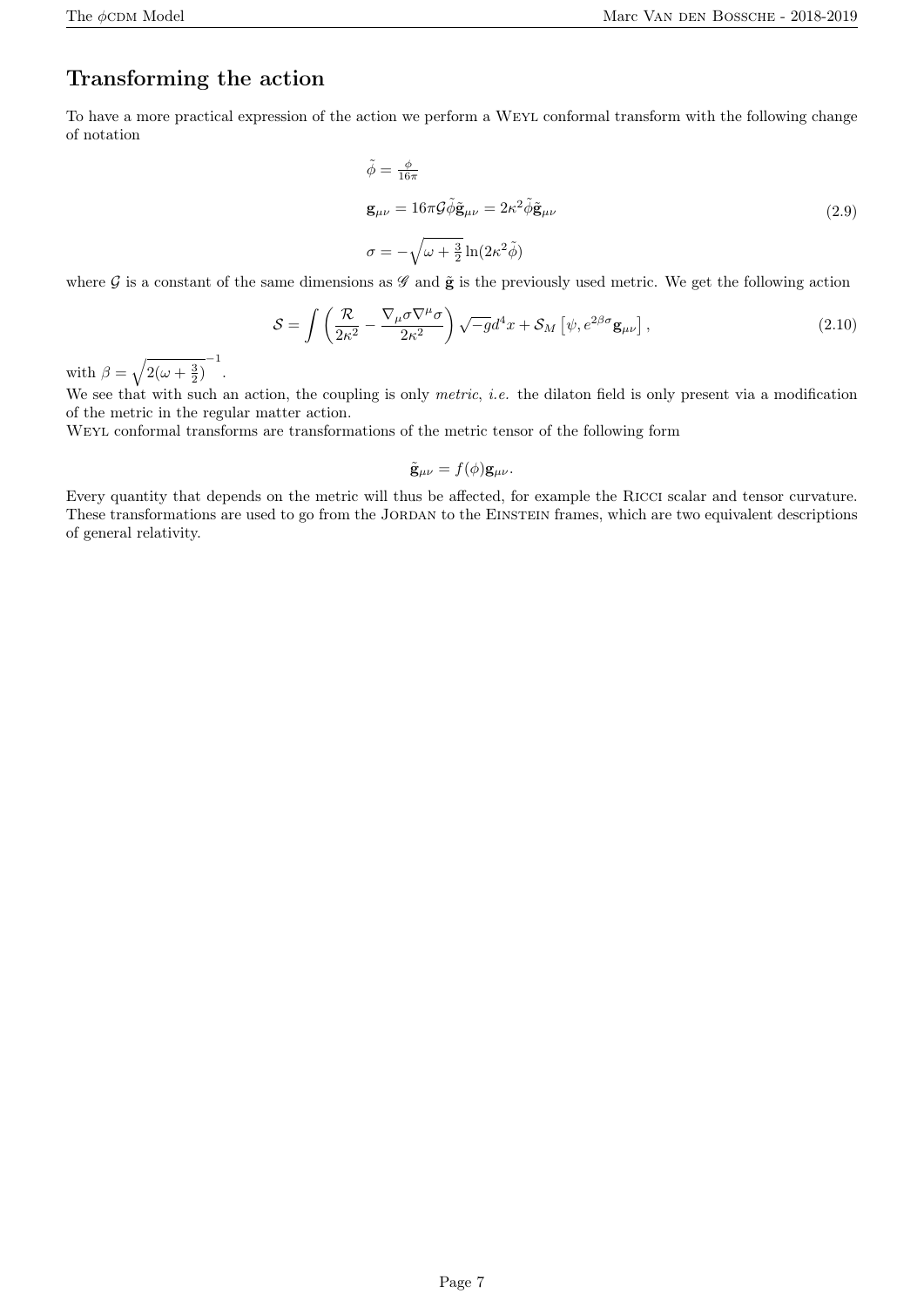## Transforming the action

To have a more practical expression of the action we perform a WEYL conformal transform with the following change of notation

$$
\begin{aligned}
&\tilde{\phi} = \tfrac{\phi}{16\pi} \\
&\mathbf{g}_{\mu\nu} = 16\pi\mathcal{G}\tilde{\phi}\tilde{\mathbf{g}}_{\mu\nu} = 2\kappa^2\tilde{\phi}\tilde{\mathbf{g}}_{\mu\nu} \\
&\sigma = -\sqrt{\omega + \tfrac{3}{2}}\ln(2\kappa^2\tilde{\phi})
\end{aligned}
\tag{2.9}
$$

where $\mathcal{G}$ is a constant of the same dimensions as $\mathscr{G}$ and $\tilde{\mathbf{g}}$ is the previously used metric. We get the following action

$$
\mathcal{S} = \int \left( \frac{\mathcal{R}}{2\kappa^2} - \frac{\nabla_\mu\sigma\nabla^\mu\sigma}{2\kappa^2} \right) \sqrt{-g}d^4x + \mathcal{S}_M\left[\psi, e^{2\beta\sigma}\mathbf{g}_{\mu\nu}\right],
\tag{2.10}
$$

with $\beta = \sqrt{2(\omega + \frac{3}{2})}^{-1}$.

We see that with such an action, the coupling is only *metric*, *i.e.* the dilaton field is only present via a modification of the metric in the regular matter action.

WEYL conformal transforms are transformations of the metric tensor of the following form

$$
\tilde{\mathbf{g}}_{\mu\nu} = f(\phi)\mathbf{g}_{\mu\nu}.
$$

Every quantity that depends on the metric will thus be affected, for example the RICCI scalar and tensor curvature. These transformations are used to go from the JORDAN to the EINSTEIN frames, which are two equivalent descriptions of general relativity.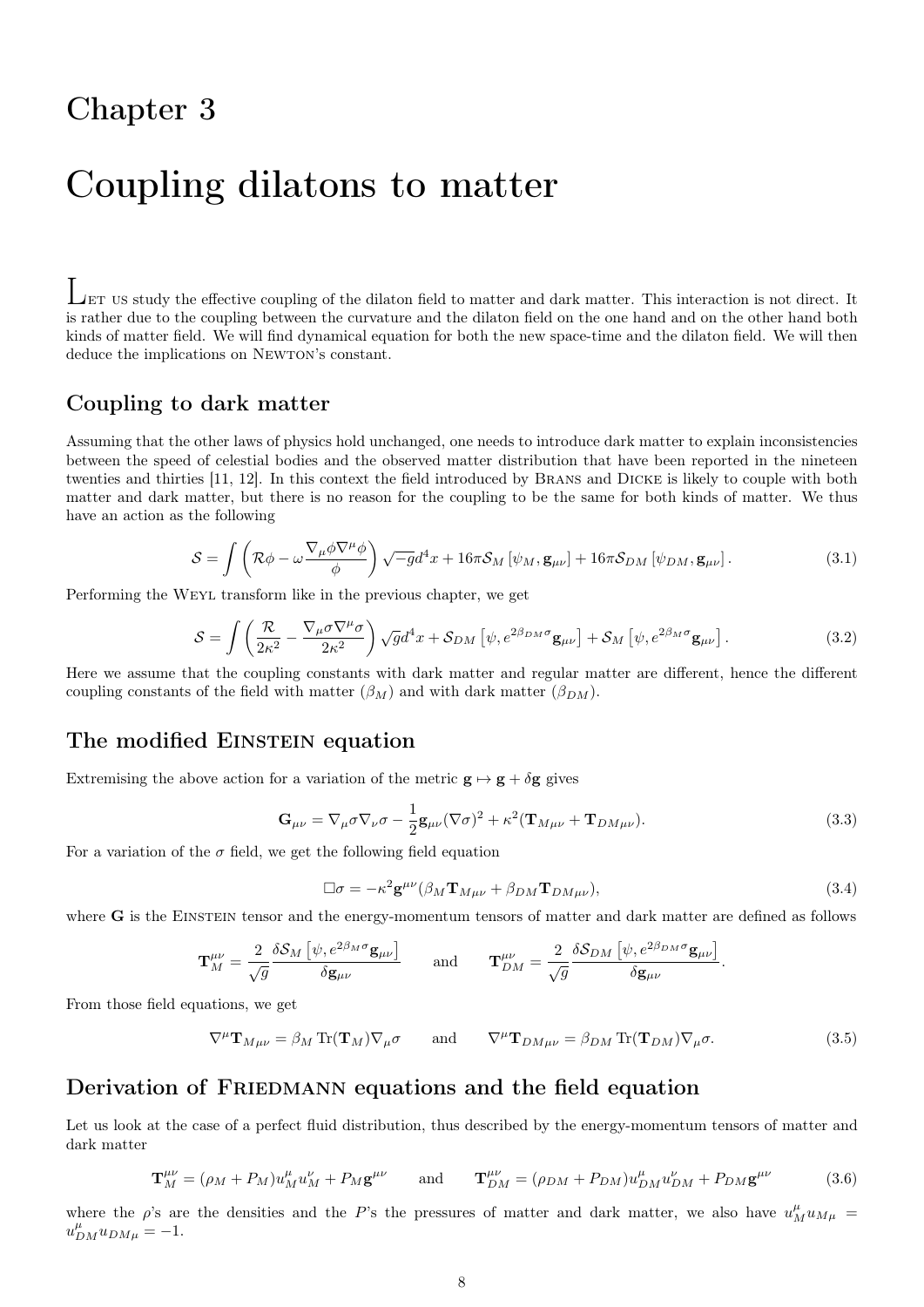# Chapter 3

# Coupling dilatons to matter

LET US study the effective coupling of the dilaton field to matter and dark matter. This interaction is not direct. It is rather due to the coupling between the curvature and the dilaton field on the one hand and on the other hand both kinds of matter field. We will find dynamical equation for both the new space-time and the dilaton field. We will then deduce the implications on NEWTON's constant.

## Coupling to dark matter

Assuming that the other laws of physics hold unchanged, one needs to introduce dark matter to explain inconsistencies between the speed of celestial bodies and the observed matter distribution that have been reported in the nineteen twenties and thirties [11, 12]. In this context the field introduced by BRANS and DICKE is likely to couple with both matter and dark matter, but there is no reason for the coupling to be the same for both kinds of matter. We thus have an action as the following

$$\mathcal{S} = \int \left( \mathcal{R}\phi - \omega \frac{\nabla_\mu \phi \nabla^\mu \phi}{\phi} \right) \sqrt{-g} d^4x + 16\pi \mathcal{S}_M \left[ \psi_M, \mathbf{g}_{\mu\nu} \right] + 16\pi \mathcal{S}_{DM} \left[ \psi_{DM}, \mathbf{g}_{\mu\nu} \right]. \tag{3.1}$$

Performing the WEYL transform like in the previous chapter, we get

$$\mathcal{S} = \int \left( \frac{\mathcal{R}}{2\kappa^2} - \frac{\nabla_\mu \sigma \nabla^\mu \sigma}{2\kappa^2} \right) \sqrt{g} d^4x + \mathcal{S}_{DM} \left[ \psi, e^{2\beta_{DM}\sigma} \mathbf{g}_{\mu\nu} \right] + \mathcal{S}_M \left[ \psi, e^{2\beta_M \sigma} \mathbf{g}_{\mu\nu} \right]. \tag{3.2}$$

Here we assume that the coupling constants with dark matter and regular matter are different, hence the different coupling constants of the field with matter ($\beta_M$) and with dark matter ($\beta_{DM}$).

## The modified EINSTEIN equation

Extremising the above action for a variation of the metric $\mathbf{g} \mapsto \mathbf{g} + \delta \mathbf{g}$ gives

$$\mathbf{G}_{\mu\nu} = \nabla_\mu \sigma \nabla_\nu \sigma - \frac{1}{2} \mathbf{g}_{\mu\nu} (\nabla \sigma)^2 + \kappa^2 (\mathbf{T}_{M\mu\nu} + \mathbf{T}_{DM\mu\nu}). \tag{3.3}$$

For a variation of the $\sigma$ field, we get the following field equation

$$\Box \sigma = -\kappa^2 \mathbf{g}^{\mu\nu} (\beta_M \mathbf{T}_{M\mu\nu} + \beta_{DM} \mathbf{T}_{DM\mu\nu}), \tag{3.4}$$

where $\mathbf{G}$ is the EINSTEIN tensor and the energy-momentum tensors of matter and dark matter are defined as follows

$$\mathbf{T}_M^{\mu\nu} = \frac{2}{\sqrt{g}} \frac{\delta \mathcal{S}_M \left[ \psi, e^{2\beta_M \sigma} \mathbf{g}_{\mu\nu} \right]}{\delta \mathbf{g}_{\mu\nu}} \qquad \text{and} \qquad \mathbf{T}_{DM}^{\mu\nu} = \frac{2}{\sqrt{g}} \frac{\delta \mathcal{S}_{DM} \left[ \psi, e^{2\beta_{DM} \sigma} \mathbf{g}_{\mu\nu} \right]}{\delta \mathbf{g}_{\mu\nu}}.$$

From those field equations, we get

$$\nabla^\mu \mathbf{T}_{M\mu\nu} = \beta_M \operatorname{Tr}(\mathbf{T}_M) \nabla_\mu \sigma \qquad \text{and} \qquad \nabla^\mu \mathbf{T}_{DM\mu\nu} = \beta_{DM} \operatorname{Tr}(\mathbf{T}_{DM}) \nabla_\mu \sigma. \tag{3.5}$$

## Derivation of FRIEDMANN equations and the field equation

Let us look at the case of a perfect fluid distribution, thus described by the energy-momentum tensors of matter and dark matter

$$\mathbf{T}_M^{\mu\nu} = (\rho_M + P_M) u_M^\mu u_M^\nu + P_M \mathbf{g}^{\mu\nu} \qquad \text{and} \qquad \mathbf{T}_{DM}^{\mu\nu} = (\rho_{DM} + P_{DM}) u_{DM}^\mu u_{DM}^\nu + P_{DM} \mathbf{g}^{\mu\nu} \tag{3.6}$$

where the $\rho$'s are the densities and the $P$'s the pressures of matter and dark matter, we also have $u_M^\mu u_{M\mu} = u_{DM}^\mu u_{DM\mu} = -1$.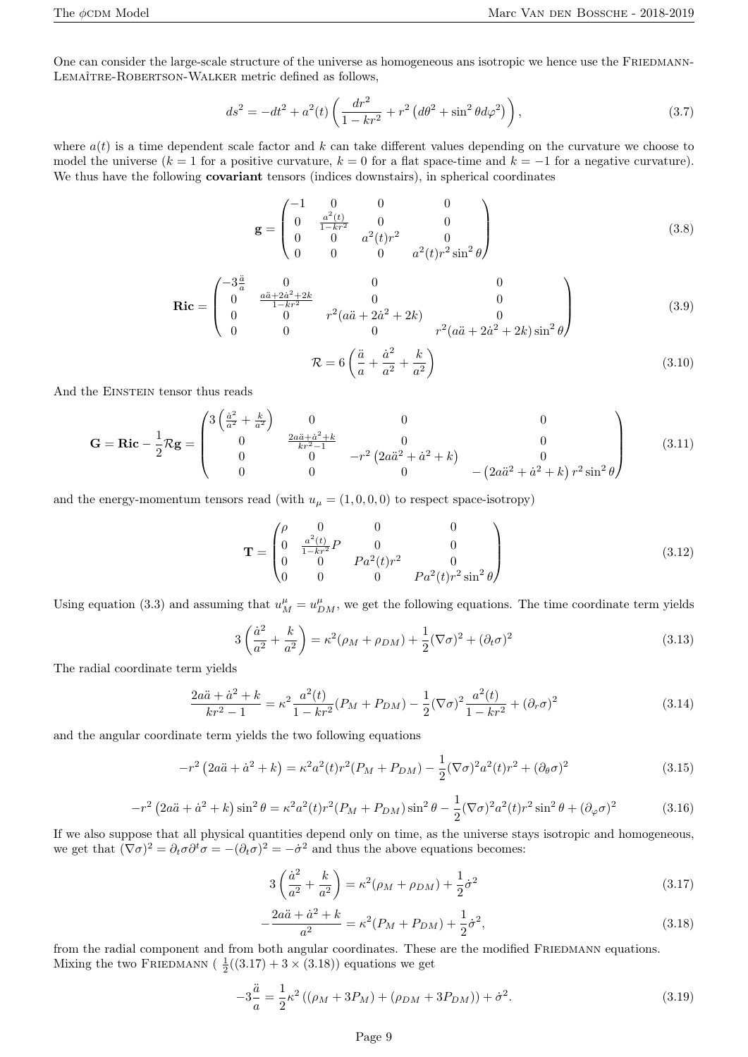One can consider the large-scale structure of the universe as homogeneous ans isotropic we hence use the FRIEDMANN-LEMAÎTRE-ROBERTSON-WALKER metric defined as follows,

$$ds^2 = -dt^2 + a^2(t)\left(\frac{dr^2}{1-kr^2} + r^2\left(d\theta^2 + \sin^2\theta d\varphi^2\right)\right), \tag{3.7}$$

where $a(t)$ is a time dependent scale factor and $k$ can take different values depending on the curvature we choose to model the universe ($k = 1$ for a positive curvature, $k = 0$ for a flat space-time and $k = -1$ for a negative curvature). We thus have the following **covariant** tensors (indices downstairs), in spherical coordinates

$$\mathbf{g} = \begin{pmatrix} -1 & 0 & 0 & 0 \\ 0 & \frac{a^2(t)}{1-kr^2} & 0 & 0 \\ 0 & 0 & a^2(t)r^2 & 0 \\ 0 & 0 & 0 & a^2(t)r^2\sin^2\theta \end{pmatrix} \tag{3.8}$$

$$\mathbf{Ric} = \begin{pmatrix} -3\frac{\ddot{a}}{a} & 0 & 0 & 0 \\ 0 & \frac{a\ddot{a}+2\dot{a}^2+2k}{1-kr^2} & 0 & 0 \\ 0 & 0 & r^2(a\ddot{a}+2\dot{a}^2+2k) & 0 \\ 0 & 0 & 0 & r^2(a\ddot{a}+2\dot{a}^2+2k)\sin^2\theta \end{pmatrix} \tag{3.9}$$

$$\mathcal{R} = 6\left(\frac{\ddot{a}}{a} + \frac{\dot{a}^2}{a^2} + \frac{k}{a^2}\right) \tag{3.10}$$

And the EINSTEIN tensor thus reads

$$\mathbf{G} = \mathbf{Ric} - \frac{1}{2}\mathcal{R}\mathbf{g} = \begin{pmatrix} 3\left(\frac{\dot{a}^2}{a^2} + \frac{k}{a^2}\right) & 0 & 0 & 0 \\ 0 & \frac{2a\ddot{a}+\dot{a}^2+k}{kr^2-1} & 0 & 0 \\ 0 & 0 & -r^2\left(2a\ddot{a}^2+\dot{a}^2+k\right) & 0 \\ 0 & 0 & 0 & -\left(2a\ddot{a}^2+\dot{a}^2+k\right)r^2\sin^2\theta \end{pmatrix} \tag{3.11}$$

and the energy-momentum tensors read (with $u_\mu = (1,0,0,0)$ to respect space-isotropy)

$$\mathbf{T} = \begin{pmatrix} \rho & 0 & 0 & 0 \\ 0 & \frac{a^2(t)}{1-kr^2}P & 0 & 0 \\ 0 & 0 & Pa^2(t)r^2 & 0 \\ 0 & 0 & 0 & Pa^2(t)r^2\sin^2\theta \end{pmatrix} \tag{3.12}$$

Using equation (3.3) and assuming that $u_M^\mu = u_{DM}^\mu$, we get the following equations. The time coordinate term yields

$$3\left(\frac{\dot{a}^2}{a^2} + \frac{k}{a^2}\right) = \kappa^2(\rho_M + \rho_{DM}) + \frac{1}{2}(\nabla\sigma)^2 + (\partial_t\sigma)^2 \tag{3.13}$$

The radial coordinate term yields

$$\frac{2a\ddot{a}+\dot{a}^2+k}{kr^2-1} = \kappa^2\frac{a^2(t)}{1-kr^2}(P_M + P_{DM}) - \frac{1}{2}(\nabla\sigma)^2\frac{a^2(t)}{1-kr^2} + (\partial_r\sigma)^2 \tag{3.14}$$

and the angular coordinate term yields the two following equations

$$-r^2\left(2a\ddot{a}+\dot{a}^2+k\right) = \kappa^2 a^2(t)r^2(P_M + P_{DM}) - \frac{1}{2}(\nabla\sigma)^2 a^2(t)r^2 + (\partial_\theta\sigma)^2 \tag{3.15}$$

$$-r^2\left(2a\ddot{a}+\dot{a}^2+k\right)\sin^2\theta = \kappa^2 a^2(t)r^2(P_M + P_{DM})\sin^2\theta - \frac{1}{2}(\nabla\sigma)^2 a^2(t)r^2\sin^2\theta + (\partial_\varphi\sigma)^2 \tag{3.16}$$

If we also suppose that all physical quantities depend only on time, as the universe stays isotropic and homogeneous, we get that $(\nabla\sigma)^2 = \partial_t\sigma\partial^t\sigma = -(\partial_t\sigma)^2 = -\dot{\sigma}^2$ and thus the above equations becomes:

$$3\left(\frac{\dot{a}^2}{a^2} + \frac{k}{a^2}\right) = \kappa^2(\rho_M + \rho_{DM}) + \frac{1}{2}\dot{\sigma}^2 \tag{3.17}$$

$$-\frac{2a\ddot{a}+\dot{a}^2+k}{a^2} = \kappa^2(P_M + P_{DM}) + \frac{1}{2}\dot{\sigma}^2, \tag{3.18}$$

from the radial component and from both angular coordinates. These are the modified FRIEDMANN equations. Mixing the two FRIEDMANN ( $\frac{1}{2}((3.17) + 3\times(3.18))$ equations we get

$$-3\frac{\ddot{a}}{a} = \frac{1}{2}\kappa^2\left((\rho_M + 3P_M) + (\rho_{DM} + 3P_{DM})\right) + \dot{\sigma}^2. \tag{3.19}$$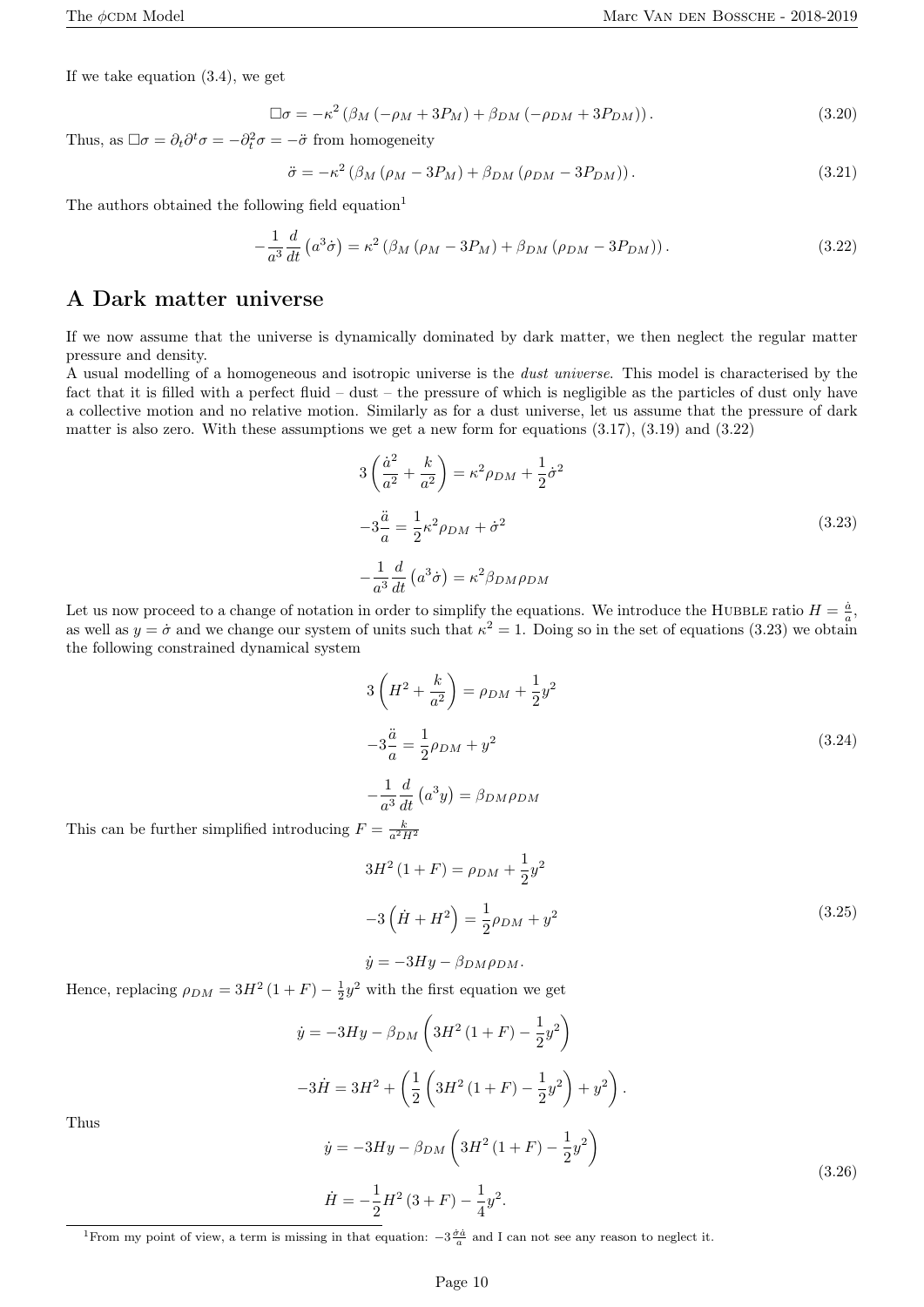If we take equation (3.4), we get

$$\Box\sigma = -\kappa^2 \left(\beta_M \left(-\rho_M + 3P_M\right) + \beta_{DM} \left(-\rho_{DM} + 3P_{DM}\right)\right). \tag{3.20}$$

Thus, as $\Box\sigma = \partial_t \partial^t \sigma = -\partial_t^2 \sigma = -\ddot{\sigma}$ from homogeneity

$$\ddot{\sigma} = -\kappa^2 \left(\beta_M \left(\rho_M - 3P_M\right) + \beta_{DM} \left(\rho_{DM} - 3P_{DM}\right)\right). \tag{3.21}$$

The authors obtained the following field equation[1]

$$-\frac{1}{a^3}\frac{d}{dt}\left(a^3\dot{\sigma}\right) = \kappa^2 \left(\beta_M \left(\rho_M - 3P_M\right) + \beta_{DM} \left(\rho_{DM} - 3P_{DM}\right)\right). \tag{3.22}$$

## A Dark matter universe

If we now assume that the universe is dynamically dominated by dark matter, we then neglect the regular matter pressure and density.

A usual modelling of a homogeneous and isotropic universe is the *dust universe*. This model is characterised by the fact that it is filled with a perfect fluid – dust – the pressure of which is negligible as the particles of dust only have a collective motion and no relative motion. Similarly as for a dust universe, let us assume that the pressure of dark matter is also zero. With these assumptions we get a new form for equations (3.17), (3.19) and (3.22)

$$\begin{aligned}
3\left(\frac{\dot{a}^2}{a^2} + \frac{k}{a^2}\right) &= \kappa^2 \rho_{DM} + \frac{1}{2}\dot{\sigma}^2 \\
-3\frac{\ddot{a}}{a} &= \frac{1}{2}\kappa^2 \rho_{DM} + \dot{\sigma}^2 \\
-\frac{1}{a^3}\frac{d}{dt}\left(a^3\dot{\sigma}\right) &= \kappa^2 \beta_{DM}\rho_{DM}
\end{aligned} \tag{3.23}$$

Let us now proceed to a change of notation in order to simplify the equations. We introduce the Hubble ratio $H = \frac{\dot{a}}{a}$, as well as $y = \dot{\sigma}$ and we change our system of units such that $\kappa^2 = 1$. Doing so in the set of equations (3.23) we obtain the following constrained dynamical system

$$\begin{aligned}
3\left(H^2 + \frac{k}{a^2}\right) &= \rho_{DM} + \frac{1}{2}y^2 \\
-3\frac{\ddot{a}}{a} &= \frac{1}{2}\rho_{DM} + y^2 \\
-\frac{1}{a^3}\frac{d}{dt}\left(a^3 y\right) &= \beta_{DM}\rho_{DM}
\end{aligned} \tag{3.24}$$

This can be further simplified introducing $F = \frac{k}{a^2 H^2}$

$$\begin{aligned}
3H^2\left(1 + F\right) &= \rho_{DM} + \frac{1}{2}y^2 \\
-3\left(\dot{H} + H^2\right) &= \frac{1}{2}\rho_{DM} + y^2 \\
\dot{y} &= -3Hy - \beta_{DM}\rho_{DM}.
\end{aligned} \tag{3.25}$$

Hence, replacing $\rho_{DM} = 3H^2\left(1 + F\right) - \frac{1}{2}y^2$ with the first equation we get

$$\begin{aligned}
\dot{y} &= -3Hy - \beta_{DM}\left(3H^2\left(1 + F\right) - \frac{1}{2}y^2\right) \\
-3\dot{H} &= 3H^2 + \left(\frac{1}{2}\left(3H^2\left(1 + F\right) - \frac{1}{2}y^2\right) + y^2\right).
\end{aligned}$$

Thus

$$\begin{aligned}
\dot{y} &= -3Hy - \beta_{DM}\left(3H^2\left(1 + F\right) - \frac{1}{2}y^2\right) \\
\dot{H} &= -\frac{1}{2}H^2\left(3 + F\right) - \frac{1}{4}y^2.
\end{aligned} \tag{3.26}$$

[1] From my point of view, a term is missing in that equation: $-3\frac{\dot{\sigma}\dot{a}}{a}$ and I can not see any reason to neglect it.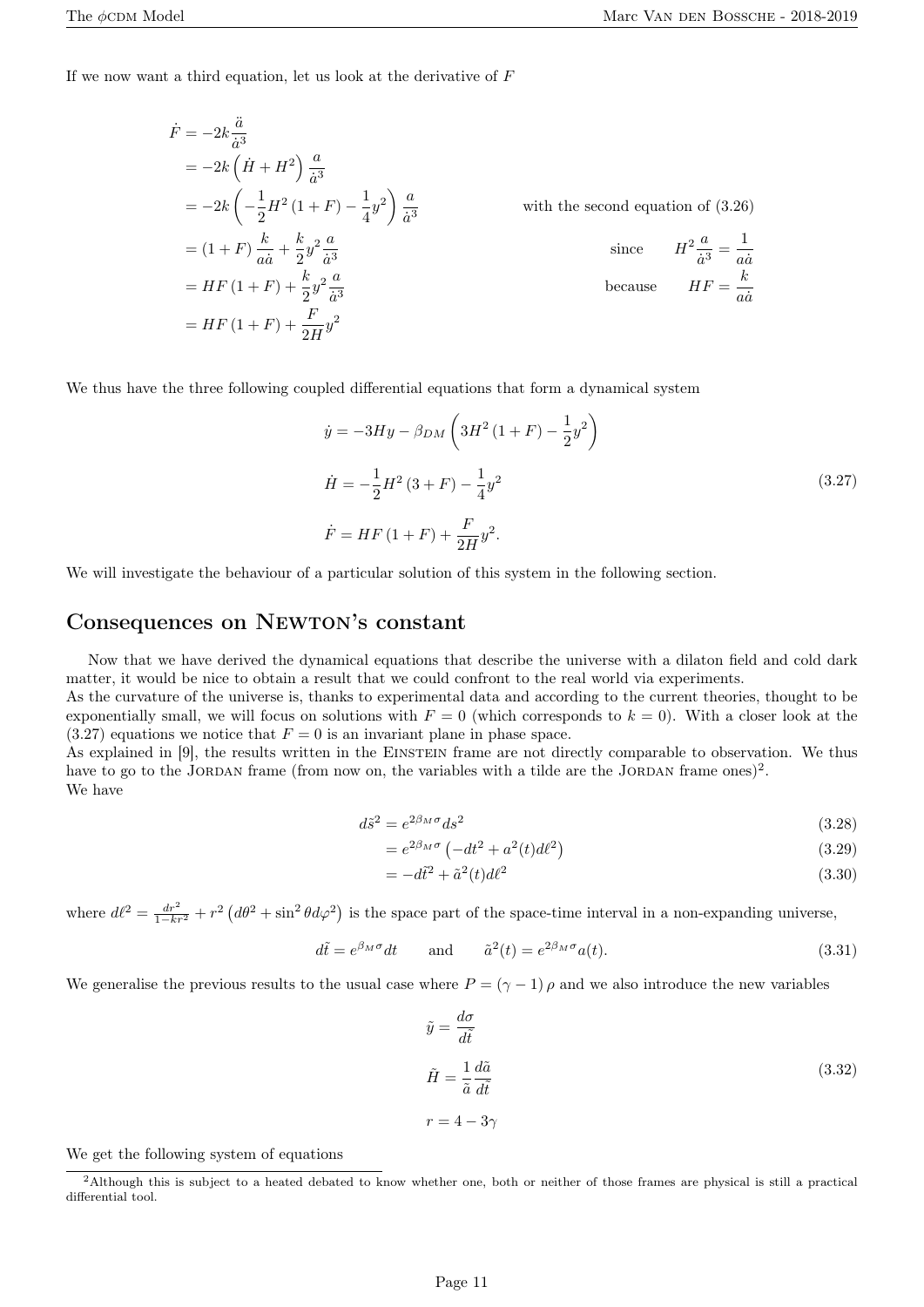If we now want a third equation, let us look at the derivative of $F$

$$
\begin{aligned}
\dot{F} &= -2k\frac{\ddot{a}}{\dot{a}^3} \\
&= -2k\left(\dot{H}+H^2\right)\frac{a}{\dot{a}^3} \\
&= -2k\left(-\frac{1}{2}H^2\left(1+F\right)-\frac{1}{4}y^2\right)\frac{a}{\dot{a}^3} && \text{with the second equation of (3.26)} \\
&= \left(1+F\right)\frac{k}{a\dot{a}}+\frac{k}{2}y^2\frac{a}{\dot{a}^3} && \text{since} \quad H^2\frac{a}{\dot{a}^3}=\frac{1}{a\dot{a}} \\
&= HF\left(1+F\right)+\frac{k}{2}y^2\frac{a}{\dot{a}^3} && \text{because} \quad HF=\frac{k}{a\dot{a}} \\
&= HF\left(1+F\right)+\frac{F}{2H}y^2
\end{aligned}
$$

We thus have the three following coupled differential equations that form a dynamical system

$$
\begin{aligned}
\dot{y} &= -3Hy-\beta_{DM}\left(3H^2\left(1+F\right)-\frac{1}{2}y^2\right) \\
\dot{H} &= -\frac{1}{2}H^2\left(3+F\right)-\frac{1}{4}y^2 \\
\dot{F} &= HF\left(1+F\right)+\frac{F}{2H}y^2.
\end{aligned}
\tag{3.27}
$$

We will investigate the behaviour of a particular solution of this system in the following section.

## Consequences on Newton's constant

Now that we have derived the dynamical equations that describe the universe with a dilaton field and cold dark matter, it would be nice to obtain a result that we could confront to the real world via experiments.
As the curvature of the universe is, thanks to experimental data and according to the current theories, thought to be exponentially small, we will focus on solutions with $F=0$ (which corresponds to $k=0$). With a closer look at the (3.27) equations we notice that $F=0$ is an invariant plane in phase space.
As explained in [9], the results written in the Einstein frame are not directly comparable to observation. We thus have to go to the Jordan frame (from now on, the variables with a tilde are the Jordan frame ones)[2].
We have

$$d\tilde{s}^2 = e^{2\beta_M\sigma}ds^2 \tag{3.28}$$

$$= e^{2\beta_M\sigma}\left(-dt^2+a^2(t)d\ell^2\right) \tag{3.29}$$

$$= -d\tilde{t}^2+\tilde{a}^2(t)d\ell^2 \tag{3.30}$$

where $d\ell^2=\frac{dr^2}{1-kr^2}+r^2\left(d\theta^2+\sin^2\theta d\varphi^2\right)$ is the space part of the space-time interval in a non-expanding universe,

$$d\tilde{t}=e^{\beta_M\sigma}dt \qquad \text{and} \qquad \tilde{a}^2(t)=e^{2\beta_M\sigma}a(t). \tag{3.31}$$

We generalise the previous results to the usual case where $P=\left(\gamma-1\right)\rho$ and we also introduce the new variables

$$
\begin{aligned}
\tilde{y} &= \frac{d\sigma}{d\tilde{t}} \\
\tilde{H} &= \frac{1}{\tilde{a}}\frac{d\tilde{a}}{d\tilde{t}} \\
r &= 4-3\gamma
\end{aligned}
\tag{3.32}
$$

We get the following system of equations

[2] Although this is subject to a heated debated to know whether one, both or neither of those frames are physical is still a practical differential tool.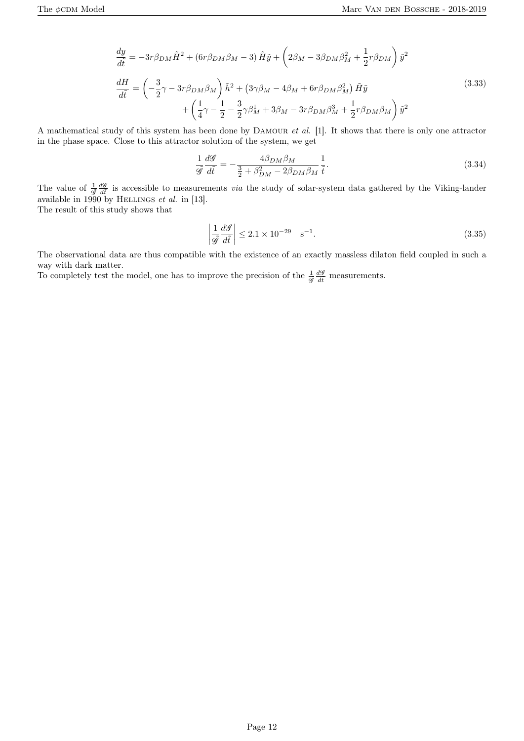$$
\begin{aligned}
\frac{dy}{d\tilde{t}} &= -3r\beta_{DM}\tilde{H}^2 + \left(6r\beta_{DM}\beta_M - 3\right)\tilde{H}\tilde{y} + \left(2\beta_M - 3\beta_{DM}\beta_M^2 + \frac{1}{2}r\beta_{DM}\right)\tilde{y}^2 \\
\frac{dH}{d\tilde{t}} &= \left(-\frac{3}{2}\gamma - 3r\beta_{DM}\beta_M\right)\tilde{h}^2 + \left(3\gamma\beta_M - 4\beta_M + 6r\beta_{DM}\beta_M^2\right)\tilde{H}\tilde{y} \\
&\quad + \left(\frac{1}{4}\gamma - \frac{1}{2} - \frac{3}{2}\gamma\beta_M^1 + 3\beta_M - 3r\beta_{DM}\beta_M^3 + \frac{1}{2}r\beta_{DM}\beta_M\right)\tilde{y}^2
\end{aligned}
\tag{3.33}
$$

A mathematical study of this system has been done by Damour *et al.* [1]. It shows that there is only one attractor in the phase space. Close to this attractor solution of the system, we get

$$
\frac{1}{\mathscr{G}}\frac{d\mathscr{G}}{d\tilde{t}} = -\frac{4\beta_{DM}\beta_M}{\frac{3}{2} + \beta_{DM}^2 - 2\beta_{DM}\beta_M}\frac{1}{\tilde{t}}. \tag{3.34}
$$

The value of $\frac{1}{\mathscr{G}}\frac{d\mathscr{G}}{dt}$ is accessible to measurements *via* the study of solar-system data gathered by the Viking-lander available in 1990 by Hellings *et al.* in [13].
The result of this study shows that

$$
\left|\frac{1}{\mathscr{G}}\frac{d\mathscr{G}}{d\tilde{t}}\right| \leq 2.1 \times 10^{-29} \quad \mathrm{s}^{-1}. \tag{3.35}
$$

The observational data are thus compatible with the existence of an exactly massless dilaton field coupled in such a way with dark matter.
To completely test the model, one has to improve the precision of the $\frac{1}{\mathscr{G}}\frac{d\mathscr{G}}{dt}$ measurements.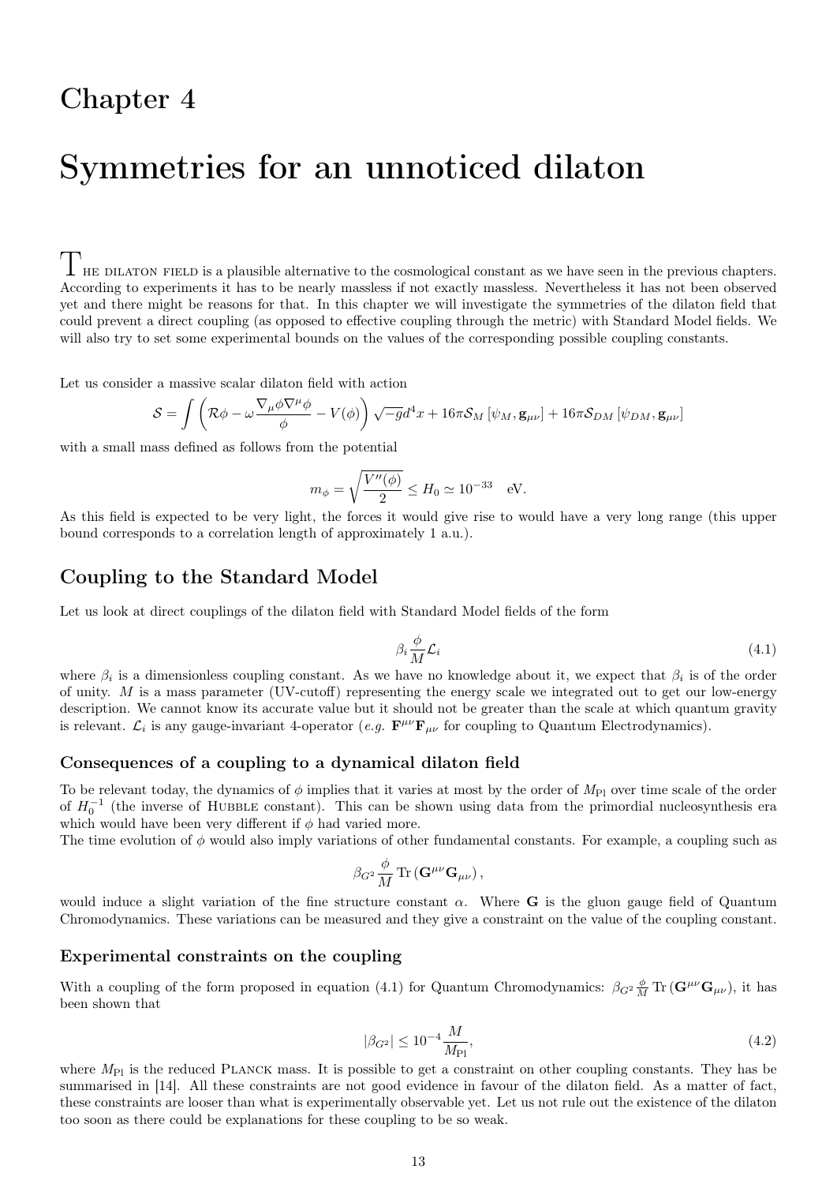# Chapter 4

# Symmetries for an unnoticed dilaton

The dilaton field is a plausible alternative to the cosmological constant as we have seen in the previous chapters. According to experiments it has to be nearly massless if not exactly massless. Nevertheless it has not been observed yet and there might be reasons for that. In this chapter we will investigate the symmetries of the dilaton field that could prevent a direct coupling (as opposed to effective coupling through the metric) with Standard Model fields. We will also try to set some experimental bounds on the values of the corresponding possible coupling constants.

Let us consider a massive scalar dilaton field with action

$$\mathcal{S} = \int \left( \mathcal{R}\phi - \omega \frac{\nabla_\mu \phi \nabla^\mu \phi}{\phi} - V(\phi) \right) \sqrt{-g} d^4x + 16\pi \mathcal{S}_M \left[ \psi_M, \mathbf{g}_{\mu\nu} \right] + 16\pi \mathcal{S}_{DM} \left[ \psi_{DM}, \mathbf{g}_{\mu\nu} \right]$$

with a small mass defined as follows from the potential

$$m_\phi = \sqrt{\frac{V''(\phi)}{2}} \leq H_0 \simeq 10^{-33} \quad \text{eV}.$$

As this field is expected to be very light, the forces it would give rise to would have a very long range (this upper bound corresponds to a correlation length of approximately 1 a.u.).

## Coupling to the Standard Model

Let us look at direct couplings of the dilaton field with Standard Model fields of the form

$$\beta_i \frac{\phi}{M} \mathcal{L}_i \tag{4.1}$$

where $\beta_i$ is a dimensionless coupling constant. As we have no knowledge about it, we expect that $\beta_i$ is of the order of unity. $M$ is a mass parameter (UV-cutoff) representing the energy scale we integrated out to get our low-energy description. We cannot know its accurate value but it should not be greater than the scale at which quantum gravity is relevant. $\mathcal{L}_i$ is any gauge-invariant 4-operator (*e.g.* $\mathbf{F}^{\mu\nu}\mathbf{F}_{\mu\nu}$ for coupling to Quantum Electrodynamics).

### Consequences of a coupling to a dynamical dilaton field

To be relevant today, the dynamics of $\phi$ implies that it varies at most by the order of $M_{\text{Pl}}$ over time scale of the order of $H_0^{-1}$ (the inverse of Hubble constant). This can be shown using data from the primordial nucleosynthesis era which would have been very different if $\phi$ had varied more.

The time evolution of $\phi$ would also imply variations of other fundamental constants. For example, a coupling such as

$$\beta_{G^2} \frac{\phi}{M} \operatorname{Tr}\left(\mathbf{G}^{\mu\nu}\mathbf{G}_{\mu\nu}\right),$$

would induce a slight variation of the fine structure constant $\alpha$. Where $\mathbf{G}$ is the gluon gauge field of Quantum Chromodynamics. These variations can be measured and they give a constraint on the value of the coupling constant.

### Experimental constraints on the coupling

With a coupling of the form proposed in equation (4.1) for Quantum Chromodynamics: $\beta_{G^2} \frac{\phi}{M} \operatorname{Tr}\left(\mathbf{G}^{\mu\nu}\mathbf{G}_{\mu\nu}\right)$, it has been shown that

$$|\beta_{G^2}| \leq 10^{-4} \frac{M}{M_{\text{Pl}}}, \tag{4.2}$$

where $M_{\text{Pl}}$ is the reduced Planck mass. It is possible to get a constraint on other coupling constants. They has be summarised in [14]. All these constraints are not good evidence in favour of the dilaton field. As a matter of fact, these constraints are looser than what is experimentally observable yet. Let us not rule out the existence of the dilaton too soon as there could be explanations for these coupling to be so weak.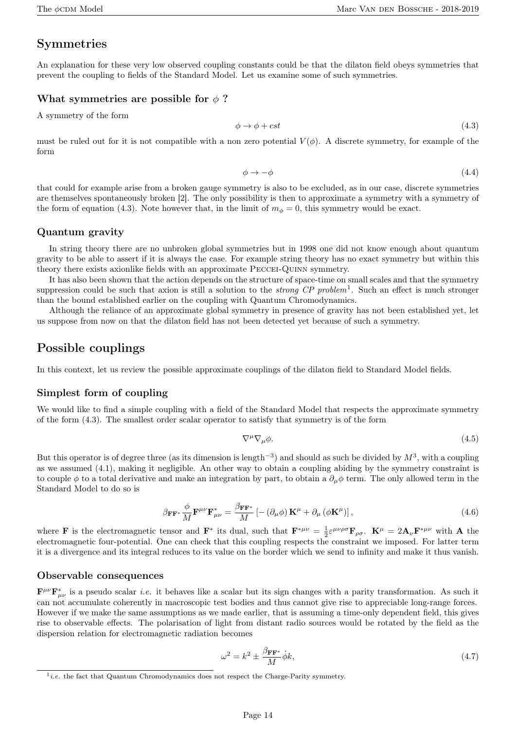## Symmetries

An explanation for these very low observed coupling constants could be that the dilaton field obeys symmetries that prevent the coupling to fields of the Standard Model. Let us examine some of such symmetries.

### What symmetries are possible for $\phi$ ?

A symmetry of the form

$$\phi \to \phi + cst \tag{4.3}$$

must be ruled out for it is not compatible with a non zero potential $V(\phi)$. A discrete symmetry, for example of the form

$$\phi \to -\phi \tag{4.4}$$

that could for example arise from a broken gauge symmetry is also to be excluded, as in our case, discrete symmetries are themselves spontaneously broken [2]. The only possibility is then to approximate a symmetry with a symmetry of the form of equation (4.3). Note however that, in the limit of $m_\phi = 0$, this symmetry would be exact.

### Quantum gravity

In string theory there are no unbroken global symmetries but in 1998 one did not know enough about quantum gravity to be able to assert if it is always the case. For example string theory has no exact symmetry but within this theory there exists axionlike fields with an approximate Peccei-Quinn symmetry.

It has also been shown that the action depends on the structure of space-time on small scales and that the symmetry suppression could be such that axion is still a solution to the *strong CP problem*[1]. Such an effect is much stronger than the bound established earlier on the coupling with Quantum Chromodynamics.

Although the reliance of an approximate global symmetry in presence of gravity has not been established yet, let us suppose from now on that the dilaton field has not been detected yet because of such a symmetry.

## Possible couplings

In this context, let us review the possible approximate couplings of the dilaton field to Standard Model fields.

### Simplest form of coupling

We would like to find a simple coupling with a field of the Standard Model that respects the approximate symmetry of the form (4.3). The smallest order scalar operator to satisfy that symmetry is of the form

$$\nabla^\mu \nabla_\mu \phi. \tag{4.5}$$

But this operator is of degree three (as its dimension is length$^{-3}$) and should as such be divided by $M^3$, with a coupling as we assumed (4.1), making it negligible. An other way to obtain a coupling abiding by the symmetry constraint is to couple $\phi$ to a total derivative and make an integration by part, to obtain a $\partial_\mu \phi$ term. The only allowed term in the Standard Model to do so is

$$\beta_{\mathbf{FF}^*} \frac{\phi}{M} \mathbf{F}^{\mu\nu} \mathbf{F}^*_{\mu\nu} = \frac{\beta_{\mathbf{FF}^*}}{M} \left[ - \left( \partial_\mu \phi \right) \mathbf{K}^\mu + \partial_\mu \left( \phi \mathbf{K}^\mu \right) \right], \tag{4.6}$$

where $\mathbf{F}$ is the electromagnetic tensor and $\mathbf{F}^*$ its dual, such that $\mathbf{F}^{*\mu\nu} = \frac{1}{2}\varepsilon^{\mu\nu\rho\sigma}\mathbf{F}_{\rho\sigma}$. $\mathbf{K}^\mu = 2\mathbf{A}_\nu \mathbf{F}^{*\mu\nu}$ with $\mathbf{A}$ the electromagnetic four-potential. One can check that this coupling respects the constraint we imposed. For latter term it is a divergence and its integral reduces to its value on the border which we send to infinity and make it thus vanish.

### Observable consequences

$\mathbf{F}^{\mu\nu}\mathbf{F}^*_{\mu\nu}$ is a pseudo scalar *i.e.* it behaves like a scalar but its sign changes with a parity transformation. As such it can not accumulate coherently in macroscopic test bodies and thus cannot give rise to appreciable long-range forces. However if we make the same assumptions as we made earlier, that is assuming a time-only dependent field, this gives rise to observable effects. The polarisation of light from distant radio sources would be rotated by the field as the dispersion relation for electromagnetic radiation becomes

$$\omega^2 = k^2 \pm \frac{\beta_{\mathbf{FF}^*}}{M} \dot{\phi} k, \tag{4.7}$$

[1] *i.e.* the fact that Quantum Chromodynamics does not respect the Charge-Parity symmetry.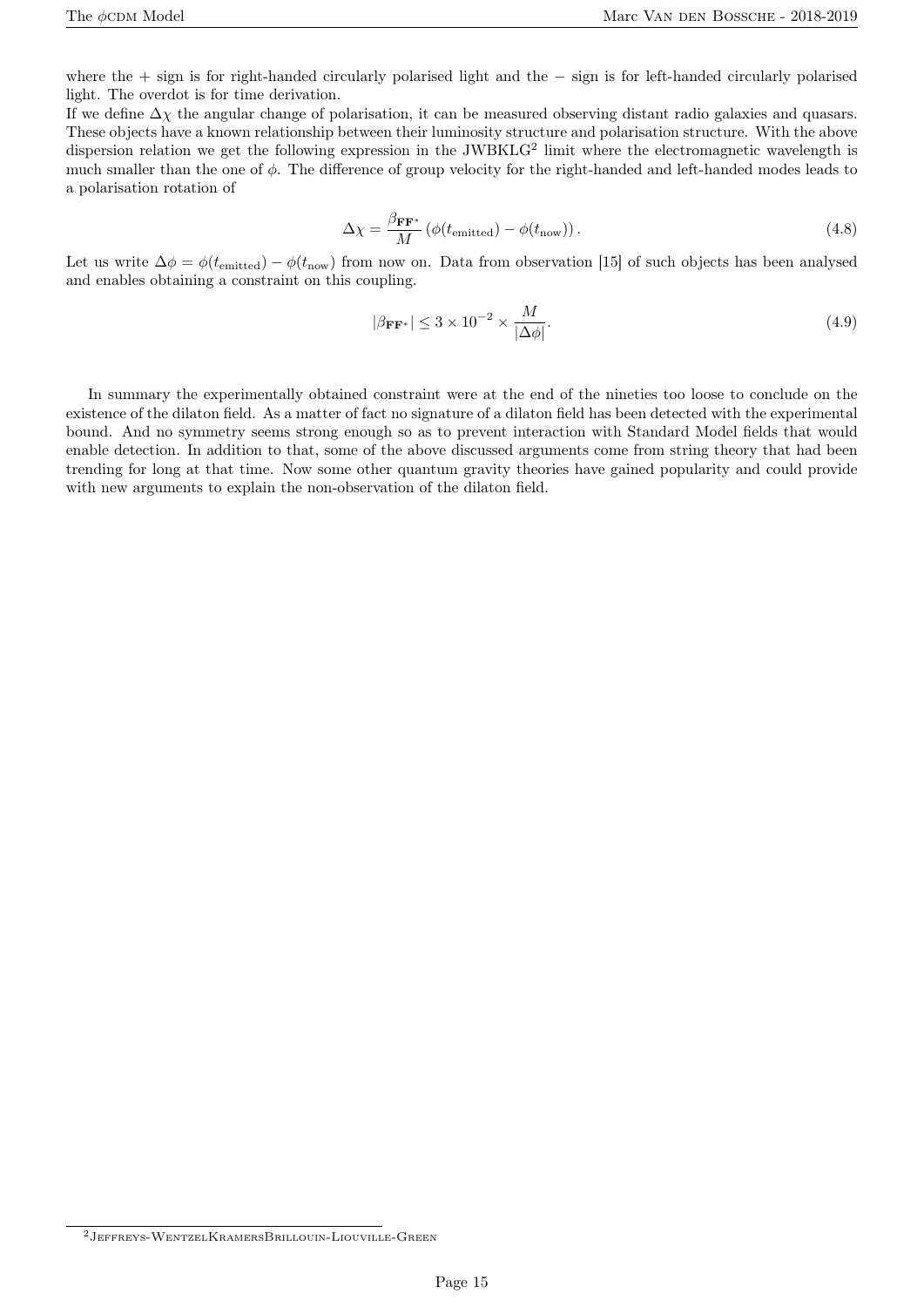where the + sign is for right-handed circularly polarised light and the − sign is for left-handed circularly polarised light. The overdot is for time derivation.

If we define $\Delta\chi$ the angular change of polarisation, it can be measured observing distant radio galaxies and quasars. These objects have a known relationship between their luminosity structure and polarisation structure. With the above dispersion relation we get the following expression in the JWBKLG[2] limit where the electromagnetic wavelength is much smaller than the one of $\phi$. The difference of group velocity for the right-handed and left-handed modes leads to a polarisation rotation of

$$\Delta\chi = \frac{\beta_{\mathbf{FF}^*}}{M}\left(\phi(t_{\text{emitted}}) - \phi(t_{\text{now}})\right). \tag{4.8}$$

Let us write $\Delta\phi = \phi(t_{\text{emitted}}) - \phi(t_{\text{now}})$ from now on. Data from observation [15] of such objects has been analysed and enables obtaining a constraint on this coupling.

$$|\beta_{\mathbf{FF}^*}| \leq 3 \times 10^{-2} \times \frac{M}{|\Delta\phi|}. \tag{4.9}$$

In summary the experimentally obtained constraint were at the end of the nineties too loose to conclude on the existence of the dilaton field. As a matter of fact no signature of a dilaton field has been detected with the experimental bound. And no symmetry seems strong enough so as to prevent interaction with Standard Model fields that would enable detection. In addition to that, some of the above discussed arguments come from string theory that had been trending for long at that time. Now some other quantum gravity theories have gained popularity and could provide with new arguments to explain the non-observation of the dilaton field.

[2] Jeffreys-WentzelKramersBrillouin-Liouville-Green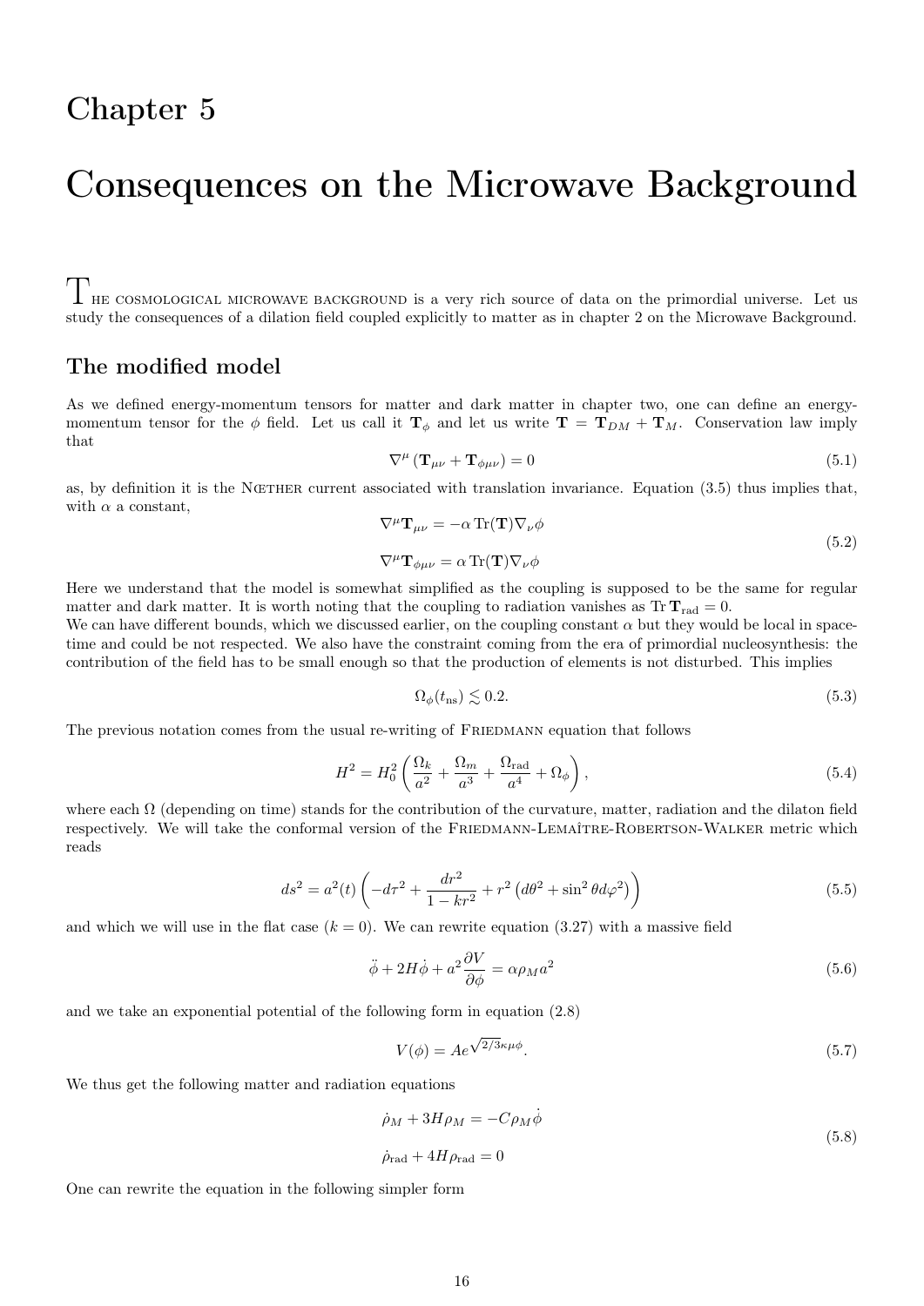# Chapter 5

# Consequences on the Microwave Background

The cosmological microwave background is a very rich source of data on the primordial universe. Let us study the consequences of a dilation field coupled explicitly to matter as in chapter 2 on the Microwave Background.

## The modified model

As we defined energy-momentum tensors for matter and dark matter in chapter two, one can define an energy-momentum tensor for the $\phi$ field. Let us call it $\mathbf{T}_\phi$ and let us write $\mathbf{T} = \mathbf{T}_{DM} + \mathbf{T}_M$. Conservation law imply that

$$\nabla^\mu \left(\mathbf{T}_{\mu\nu} + \mathbf{T}_{\phi\mu\nu}\right) = 0 \tag{5.1}$$

as, by definition it is the Nœther current associated with translation invariance. Equation (3.5) thus implies that, with $\alpha$ a constant,

$$\begin{aligned}
\nabla^\mu \mathbf{T}_{\mu\nu} &= -\alpha \operatorname{Tr}(\mathbf{T}) \nabla_\nu \phi \\
\nabla^\mu \mathbf{T}_{\phi\mu\nu} &= \alpha \operatorname{Tr}(\mathbf{T}) \nabla_\nu \phi
\end{aligned} \tag{5.2}$$

Here we understand that the model is somewhat simplified as the coupling is supposed to be the same for regular matter and dark matter. It is worth noting that the coupling to radiation vanishes as $\operatorname{Tr} \mathbf{T}_{\text{rad}} = 0$.
We can have different bounds, which we discussed earlier, on the coupling constant $\alpha$ but they would be local in space-time and could be not respected. We also have the constraint coming from the era of primordial nucleosynthesis: the contribution of the field has to be small enough so that the production of elements is not disturbed. This implies

$$\Omega_\phi(t_{\text{ns}}) \lesssim 0.2. \tag{5.3}$$

The previous notation comes from the usual re-writing of Friedmann equation that follows

$$H^2 = H_0^2 \left( \frac{\Omega_k}{a^2} + \frac{\Omega_m}{a^3} + \frac{\Omega_{\text{rad}}}{a^4} + \Omega_\phi \right), \tag{5.4}$$

where each $\Omega$ (depending on time) stands for the contribution of the curvature, matter, radiation and the dilaton field respectively. We will take the conformal version of the Friedmann-Lemaître-Robertson-Walker metric which reads

$$ds^2 = a^2(t) \left( -d\tau^2 + \frac{dr^2}{1 - kr^2} + r^2 \left( d\theta^2 + \sin^2\theta d\varphi^2 \right) \right) \tag{5.5}$$

and which we will use in the flat case ($k = 0$). We can rewrite equation (3.27) with a massive field

$$\ddot{\phi} + 2H\dot{\phi} + a^2 \frac{\partial V}{\partial \phi} = \alpha \rho_M a^2 \tag{5.6}$$

and we take an exponential potential of the following form in equation (2.8)

$$V(\phi) = Ae^{\sqrt{2/3}\kappa\mu\phi}. \tag{5.7}$$

We thus get the following matter and radiation equations

$$\begin{aligned}
\dot{\rho}_M + 3H\rho_M &= -C\rho_M \dot{\phi} \\
\dot{\rho}_{\text{rad}} + 4H\rho_{\text{rad}} &= 0
\end{aligned} \tag{5.8}$$

One can rewrite the equation in the following simpler form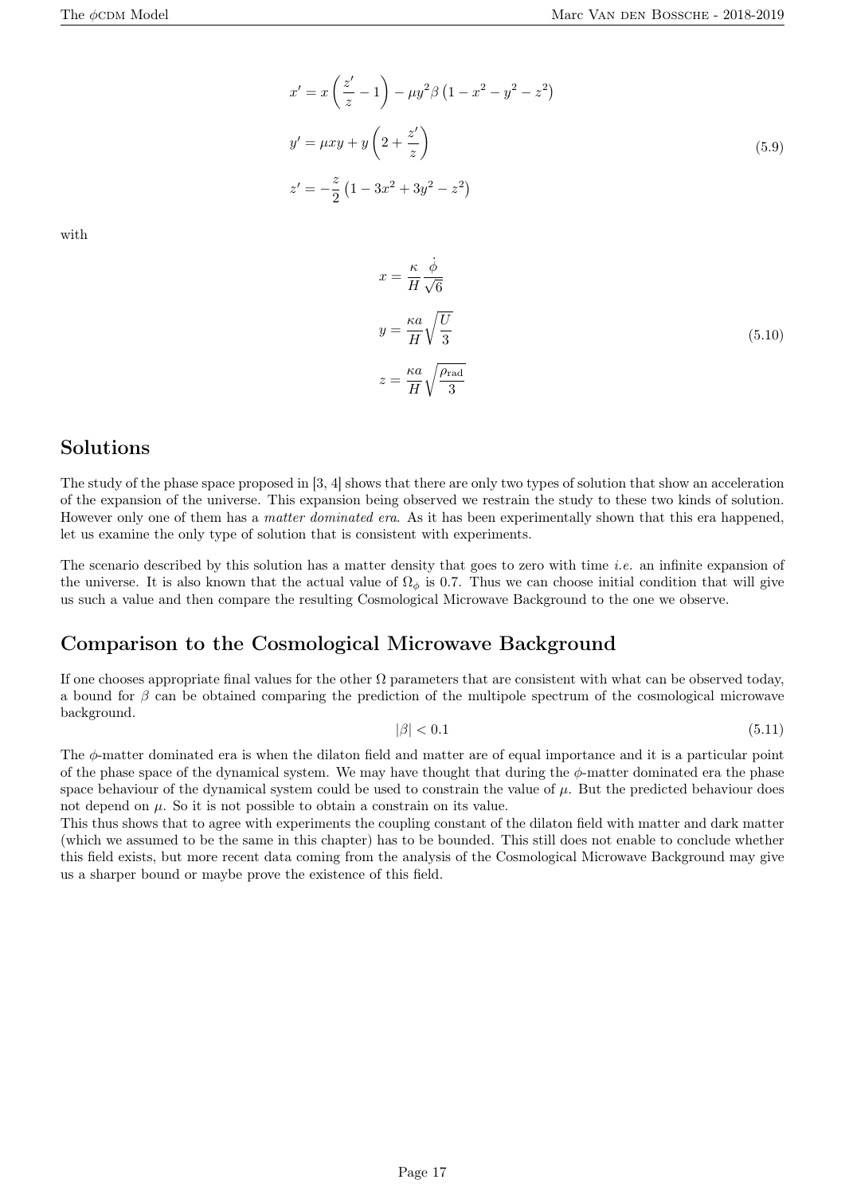$$
\begin{aligned}
x' &= x\left(\frac{z'}{z} - 1\right) - \mu y^2 \beta \left(1 - x^2 - y^2 - z^2\right) \\
y' &= \mu x y + y\left(2 + \frac{z'}{z}\right) \\
z' &= -\frac{z}{2}\left(1 - 3x^2 + 3y^2 - z^2\right)
\end{aligned}
\tag{5.9}
$$

with

$$
\begin{aligned}
x &= \frac{\kappa}{H}\frac{\dot{\phi}}{\sqrt{6}} \\
y &= \frac{\kappa a}{H}\sqrt{\frac{U}{3}} \\
z &= \frac{\kappa a}{H}\sqrt{\frac{\rho_{\text{rad}}}{3}}
\end{aligned}
\tag{5.10}
$$

## Solutions

The study of the phase space proposed in [3, 4] shows that there are only two types of solution that show an acceleration of the expansion of the universe. This expansion being observed we restrain the study to these two kinds of solution. However only one of them has a *matter dominated era*. As it has been experimentally shown that this era happened, let us examine the only type of solution that is consistent with experiments.

The scenario described by this solution has a matter density that goes to zero with time *i.e.* an infinite expansion of the universe. It is also known that the actual value of $\Omega_\phi$ is 0.7. Thus we can choose initial condition that will give us such a value and then compare the resulting Cosmological Microwave Background to the one we observe.

## Comparison to the Cosmological Microwave Background

If one chooses appropriate final values for the other $\Omega$ parameters that are consistent with what can be observed today, a bound for $\beta$ can be obtained comparing the prediction of the multipole spectrum of the cosmological microwave background.

$$
|\beta| < 0.1 \tag{5.11}
$$

The $\phi$-matter dominated era is when the dilaton field and matter are of equal importance and it is a particular point of the phase space of the dynamical system. We may have thought that during the $\phi$-matter dominated era the phase space behaviour of the dynamical system could be used to constrain the value of $\mu$. But the predicted behaviour does not depend on $\mu$. So it is not possible to obtain a constrain on its value.

This thus shows that to agree with experiments the coupling constant of the dilaton field with matter and dark matter (which we assumed to be the same in this chapter) has to be bounded. This still does not enable to conclude whether this field exists, but more recent data coming from the analysis of the Cosmological Microwave Background may give us a sharper bound or maybe prove the existence of this field.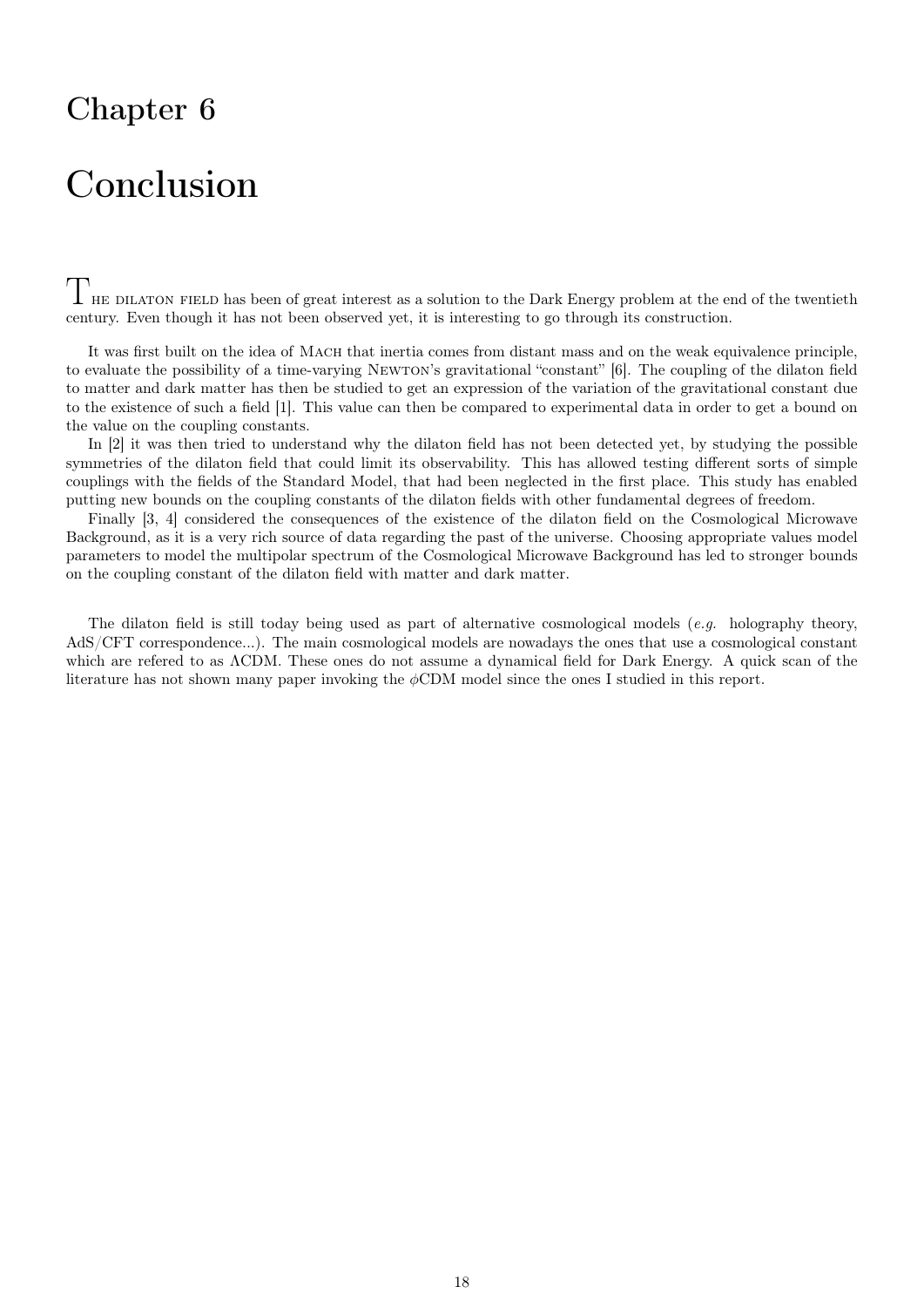# Chapter 6

# Conclusion

THE DILATON FIELD has been of great interest as a solution to the Dark Energy problem at the end of the twentieth century. Even though it has not been observed yet, it is interesting to go through its construction.

It was first built on the idea of MACH that inertia comes from distant mass and on the weak equivalence principle, to evaluate the possibility of a time-varying NEWTON's gravitational "constant" [6]. The coupling of the dilaton field to matter and dark matter has then be studied to get an expression of the variation of the gravitational constant due to the existence of such a field [1]. This value can then be compared to experimental data in order to get a bound on the value on the coupling constants.

In [2] it was then tried to understand why the dilaton field has not been detected yet, by studying the possible symmetries of the dilaton field that could limit its observability. This has allowed testing different sorts of simple couplings with the fields of the Standard Model, that had been neglected in the first place. This study has enabled putting new bounds on the coupling constants of the dilaton fields with other fundamental degrees of freedom.

Finally [3, 4] considered the consequences of the existence of the dilaton field on the Cosmological Microwave Background, as it is a very rich source of data regarding the past of the universe. Choosing appropriate values model parameters to model the multipolar spectrum of the Cosmological Microwave Background has led to stronger bounds on the coupling constant of the dilaton field with matter and dark matter.

The dilaton field is still today being used as part of alternative cosmological models (*e.g.* holography theory, AdS/CFT correspondence...). The main cosmological models are nowadays the ones that use a cosmological constant which are refered to as ΛCDM. These ones do not assume a dynamical field for Dark Energy. A quick scan of the literature has not shown many paper invoking the $\phi$CDM model since the ones I studied in this report.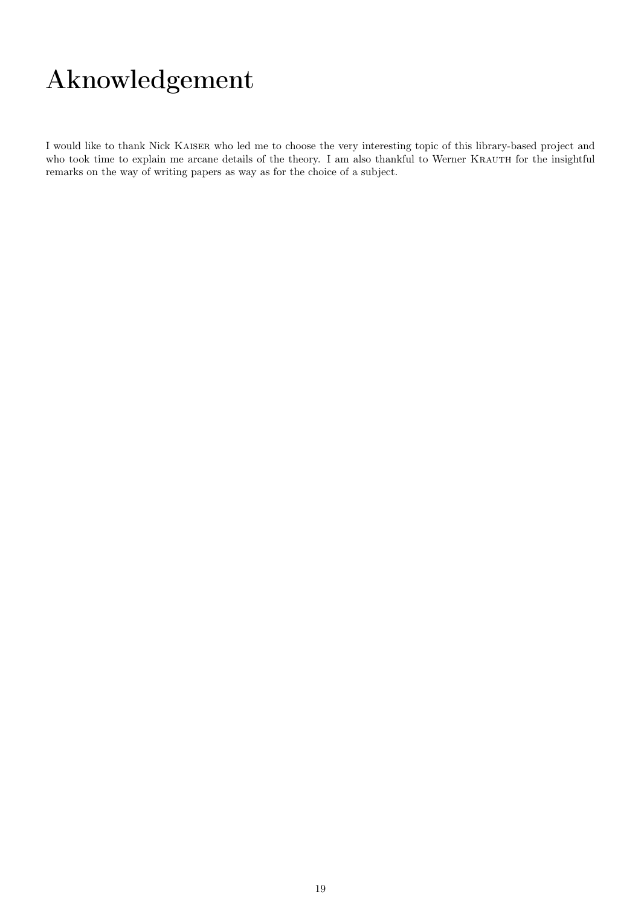# Aknowledgement

I would like to thank Nick Kaiser who led me to choose the very interesting topic of this library-based project and who took time to explain me arcane details of the theory. I am also thankful to Werner Krauth for the insightful remarks on the way of writing papers as way as for the choice of a subject.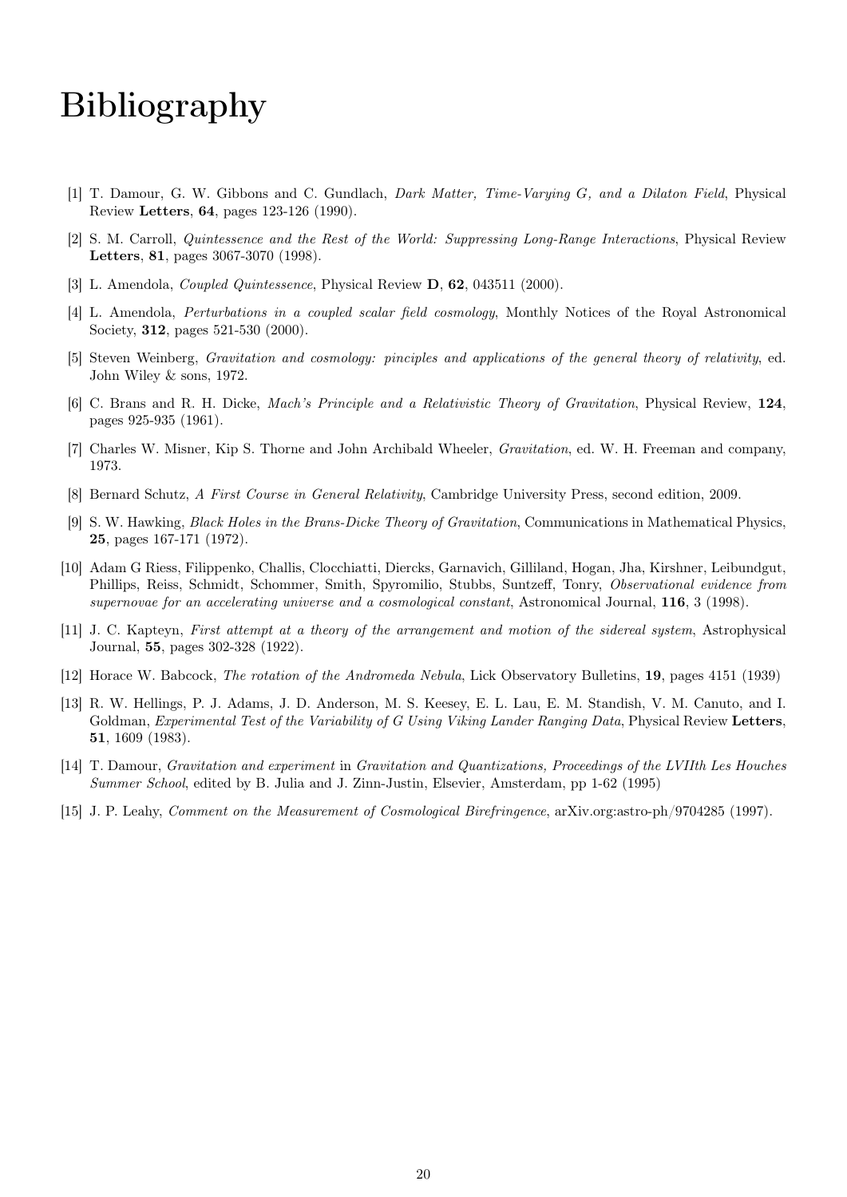# Bibliography

[1] T. Damour, G. W. Gibbons and C. Gundlach, *Dark Matter, Time-Varying G, and a Dilaton Field*, Physical Review **Letters**, **64**, pages 123-126 (1990).

[2] S. M. Carroll, *Quintessence and the Rest of the World: Suppressing Long-Range Interactions*, Physical Review **Letters**, **81**, pages 3067-3070 (1998).

[3] L. Amendola, *Coupled Quintessence*, Physical Review **D**, **62**, 043511 (2000).

[4] L. Amendola, *Perturbations in a coupled scalar field cosmology*, Monthly Notices of the Royal Astronomical Society, **312**, pages 521-530 (2000).

[5] Steven Weinberg, *Gravitation and cosmology: pinciples and applications of the general theory of relativity*, ed. John Wiley & sons, 1972.

[6] C. Brans and R. H. Dicke, *Mach's Principle and a Relativistic Theory of Gravitation*, Physical Review, **124**, pages 925-935 (1961).

[7] Charles W. Misner, Kip S. Thorne and John Archibald Wheeler, *Gravitation*, ed. W. H. Freeman and company, 1973.

[8] Bernard Schutz, *A First Course in General Relativity*, Cambridge University Press, second edition, 2009.

[9] S. W. Hawking, *Black Holes in the Brans-Dicke Theory of Gravitation*, Communications in Mathematical Physics, **25**, pages 167-171 (1972).

[10] Adam G Riess, Filippenko, Challis, Clocchiatti, Diercks, Garnavich, Gilliland, Hogan, Jha, Kirshner, Leibundgut, Phillips, Reiss, Schmidt, Schommer, Smith, Spyromilio, Stubbs, Suntzeff, Tonry, *Observational evidence from supernovae for an accelerating universe and a cosmological constant*, Astronomical Journal, **116**, 3 (1998).

[11] J. C. Kapteyn, *First attempt at a theory of the arrangement and motion of the sidereal system*, Astrophysical Journal, **55**, pages 302-328 (1922).

[12] Horace W. Babcock, *The rotation of the Andromeda Nebula*, Lick Observatory Bulletins, **19**, pages 4151 (1939)

[13] R. W. Hellings, P. J. Adams, J. D. Anderson, M. S. Keesey, E. L. Lau, E. M. Standish, V. M. Canuto, and I. Goldman, *Experimental Test of the Variability of G Using Viking Lander Ranging Data*, Physical Review **Letters**, **51**, 1609 (1983).

[14] T. Damour, *Gravitation and experiment* in *Gravitation and Quantizations, Proceedings of the LVIIth Les Houches Summer School*, edited by B. Julia and J. Zinn-Justin, Elsevier, Amsterdam, pp 1-62 (1995)

[15] J. P. Leahy, *Comment on the Measurement of Cosmological Birefringence*, arXiv.org:astro-ph/9704285 (1997).